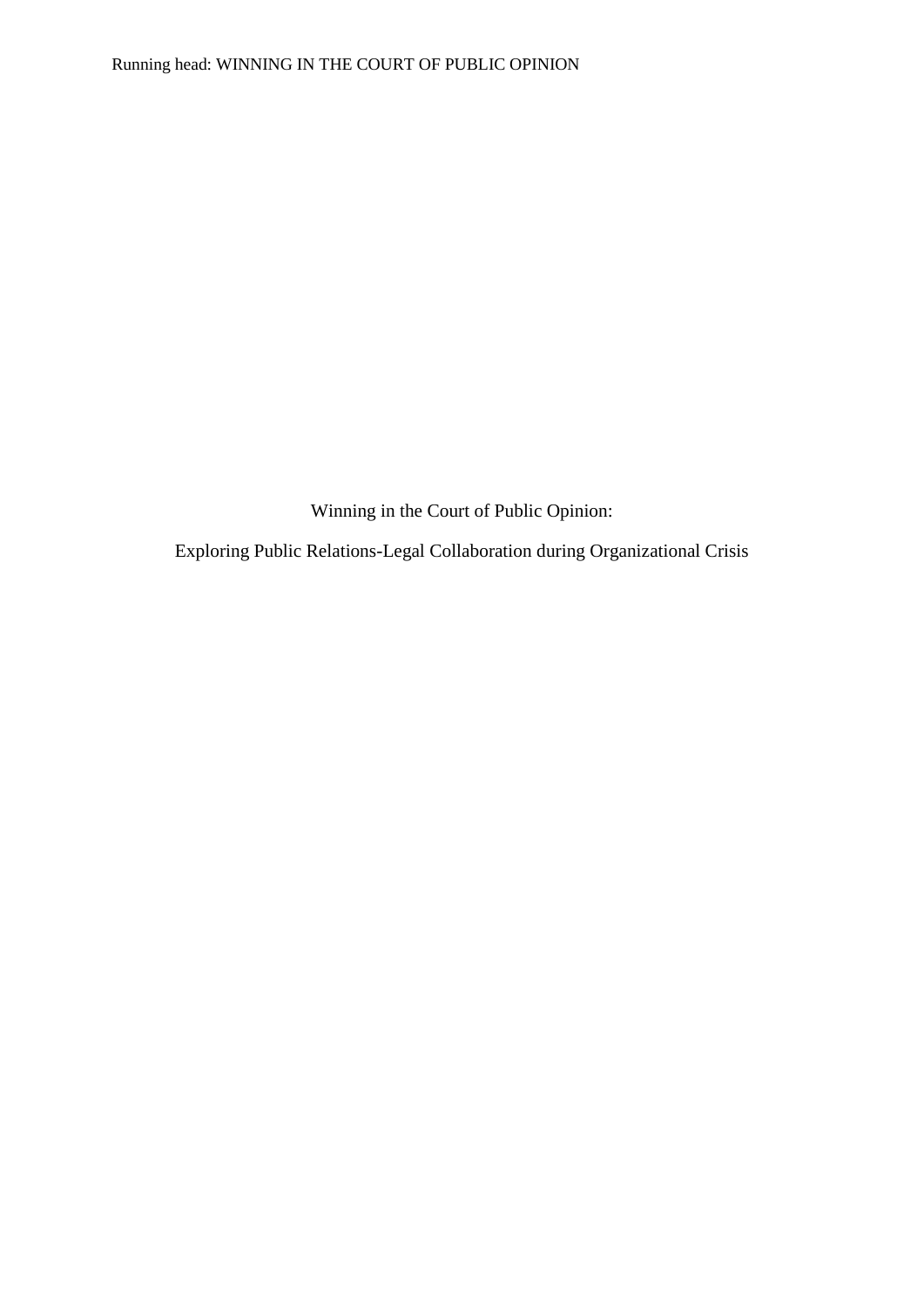# Winning in the Court of Public Opinion:

## Exploring Public Relations-Legal Collaboration during Organizational Crisis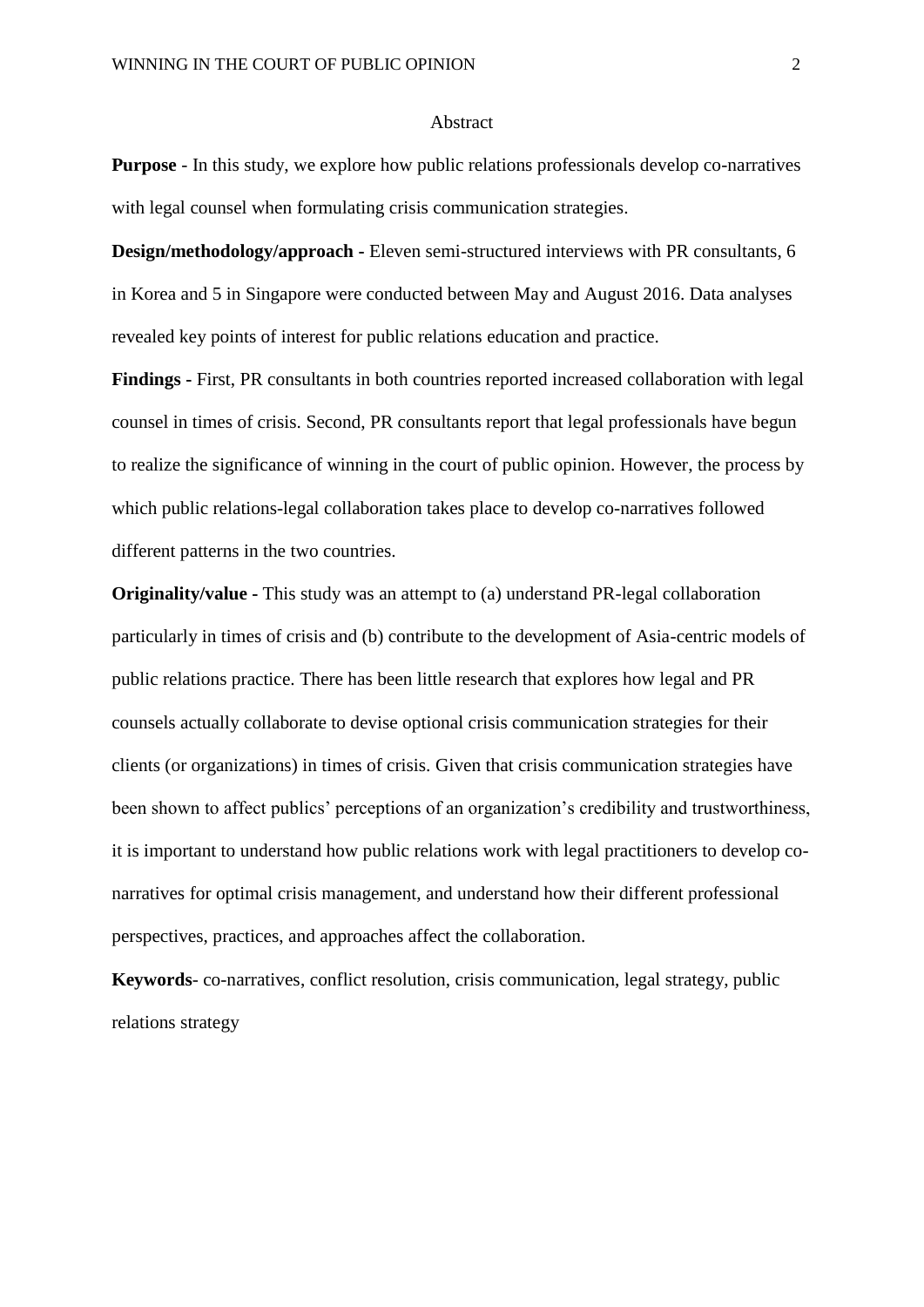## Abstract

**Purpose** - In this study, we explore how public relations professionals develop co-narratives with legal counsel when formulating crisis communication strategies.

**Design/methodology/approach -** Eleven semi-structured interviews with PR consultants, 6 in Korea and 5 in Singapore were conducted between May and August 2016. Data analyses revealed key points of interest for public relations education and practice.

**Findings -** First, PR consultants in both countries reported increased collaboration with legal counsel in times of crisis. Second, PR consultants report that legal professionals have begun to realize the significance of winning in the court of public opinion. However, the process by which public relations-legal collaboration takes place to develop co-narratives followed different patterns in the two countries.

**Originality/value -** This study was an attempt to (a) understand PR-legal collaboration particularly in times of crisis and (b) contribute to the development of Asia-centric models of public relations practice. There has been little research that explores how legal and PR counsels actually collaborate to devise optional crisis communication strategies for their clients (or organizations) in times of crisis. Given that crisis communication strategies have been shown to affect publics' perceptions of an organization's credibility and trustworthiness, it is important to understand how public relations work with legal practitioners to develop co-narratives for optimal crisis management, and understand how their different professional perspectives, practices, and approaches affect the collaboration.

**Keywords**- co-narratives, conflict resolution, crisis communication, legal strategy, public relations strategy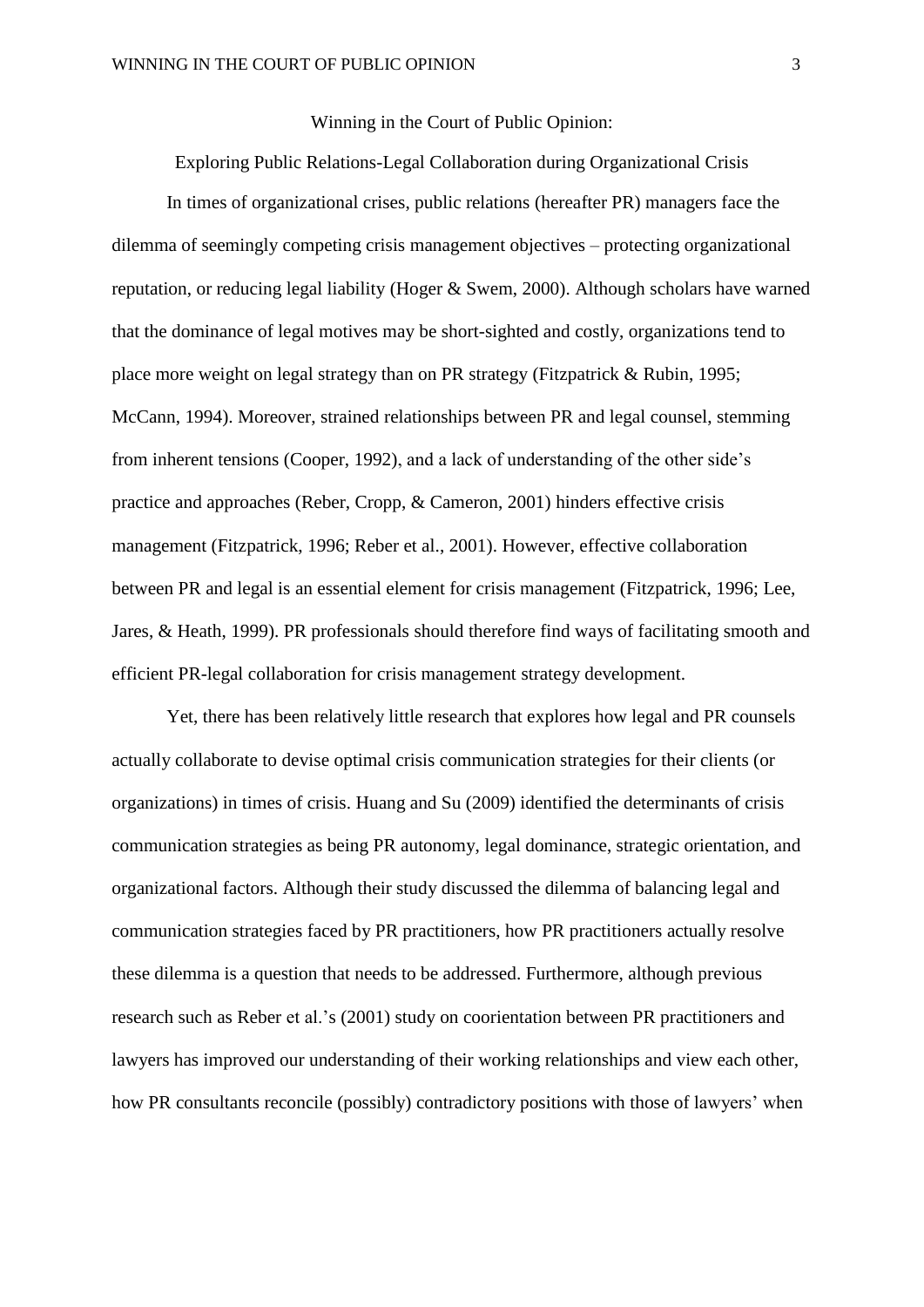# Winning in the Court of Public Opinion:

## Exploring Public Relations-Legal Collaboration during Organizational Crisis

In times of organizational crises, public relations (hereafter PR) managers face the dilemma of seemingly competing crisis management objectives – protecting organizational reputation, or reducing legal liability (Hoger & Swem, 2000). Although scholars have warned that the dominance of legal motives may be short-sighted and costly, organizations tend to place more weight on legal strategy than on PR strategy (Fitzpatrick & Rubin, 1995; McCann, 1994). Moreover, strained relationships between PR and legal counsel, stemming from inherent tensions (Cooper, 1992), and a lack of understanding of the other side's practice and approaches (Reber, Cropp, & Cameron, 2001) hinders effective crisis management (Fitzpatrick, 1996; Reber et al., 2001). However, effective collaboration between PR and legal is an essential element for crisis management (Fitzpatrick, 1996; Lee, Jares, & Heath, 1999). PR professionals should therefore find ways of facilitating smooth and efficient PR-legal collaboration for crisis management strategy development.

Yet, there has been relatively little research that explores how legal and PR counsels actually collaborate to devise optimal crisis communication strategies for their clients (or organizations) in times of crisis. Huang and Su (2009) identified the determinants of crisis communication strategies as being PR autonomy, legal dominance, strategic orientation, and organizational factors. Although their study discussed the dilemma of balancing legal and communication strategies faced by PR practitioners, how PR practitioners actually resolve these dilemma is a question that needs to be addressed. Furthermore, although previous research such as Reber et al.'s (2001) study on coorientation between PR practitioners and lawyers has improved our understanding of their working relationships and view each other, how PR consultants reconcile (possibly) contradictory positions with those of lawyers' when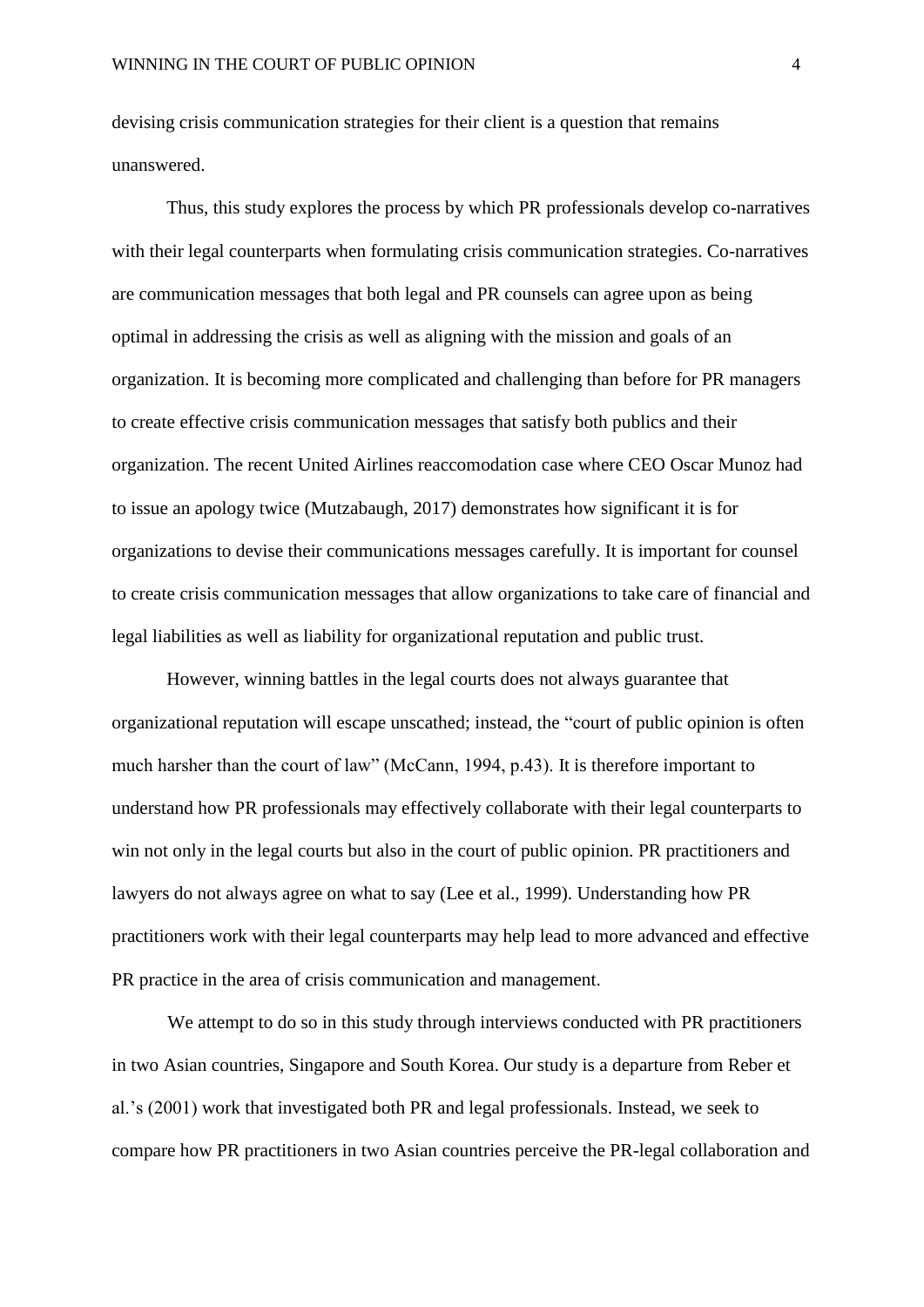devising crisis communication strategies for their client is a question that remains unanswered.

Thus, this study explores the process by which PR professionals develop co-narratives with their legal counterparts when formulating crisis communication strategies. Co-narratives are communication messages that both legal and PR counsels can agree upon as being optimal in addressing the crisis as well as aligning with the mission and goals of an organization. It is becoming more complicated and challenging than before for PR managers to create effective crisis communication messages that satisfy both publics and their organization. The recent United Airlines reaccomodation case where CEO Oscar Munoz had to issue an apology twice (Mutzabaugh, 2017) demonstrates how significant it is for organizations to devise their communications messages carefully. It is important for counsel to create crisis communication messages that allow organizations to take care of financial and legal liabilities as well as liability for organizational reputation and public trust.

However, winning battles in the legal courts does not always guarantee that organizational reputation will escape unscathed; instead, the "court of public opinion is often much harsher than the court of law" (McCann, 1994, p.43). It is therefore important to understand how PR professionals may effectively collaborate with their legal counterparts to win not only in the legal courts but also in the court of public opinion. PR practitioners and lawyers do not always agree on what to say (Lee et al., 1999). Understanding how PR practitioners work with their legal counterparts may help lead to more advanced and effective PR practice in the area of crisis communication and management.

We attempt to do so in this study through interviews conducted with PR practitioners in two Asian countries, Singapore and South Korea. Our study is a departure from Reber et al.'s (2001) work that investigated both PR and legal professionals. Instead, we seek to compare how PR practitioners in two Asian countries perceive the PR-legal collaboration and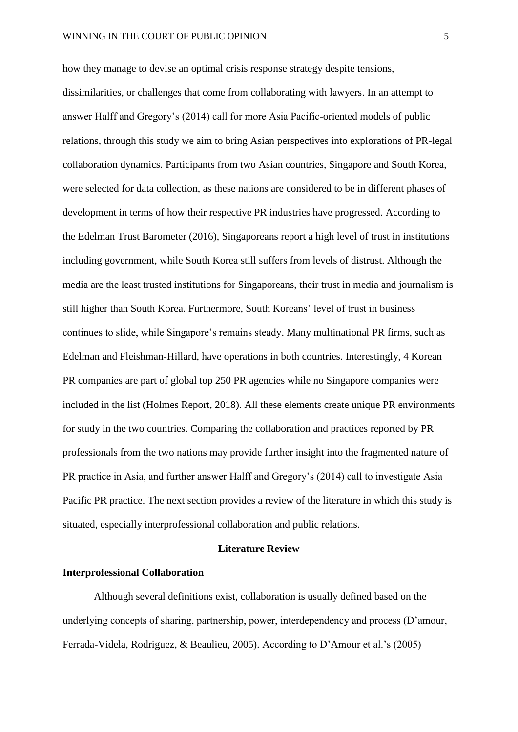how they manage to devise an optimal crisis response strategy despite tensions, dissimilarities, or challenges that come from collaborating with lawyers. In an attempt to answer Halff and Gregory's (2014) call for more Asia Pacific-oriented models of public relations, through this study we aim to bring Asian perspectives into explorations of PR-legal collaboration dynamics. Participants from two Asian countries, Singapore and South Korea, were selected for data collection, as these nations are considered to be in different phases of development in terms of how their respective PR industries have progressed. According to the Edelman Trust Barometer (2016), Singaporeans report a high level of trust in institutions including government, while South Korea still suffers from levels of distrust. Although the media are the least trusted institutions for Singaporeans, their trust in media and journalism is still higher than South Korea. Furthermore, South Koreans' level of trust in business continues to slide, while Singapore's remains steady. Many multinational PR firms, such as Edelman and Fleishman-Hillard, have operations in both countries. Interestingly, 4 Korean PR companies are part of global top 250 PR agencies while no Singapore companies were included in the list (Holmes Report, 2018). All these elements create unique PR environments for study in the two countries. Comparing the collaboration and practices reported by PR professionals from the two nations may provide further insight into the fragmented nature of PR practice in Asia, and further answer Halff and Gregory's (2014) call to investigate Asia Pacific PR practice. The next section provides a review of the literature in which this study is situated, especially interprofessional collaboration and public relations.

## Literature Review

### Interprofessional Collaboration

Although several definitions exist, collaboration is usually defined based on the underlying concepts of sharing, partnership, power, interdependency and process (D'amour, Ferrada-Videla, Rodriguez, & Beaulieu, 2005). According to D'Amour et al.'s (2005)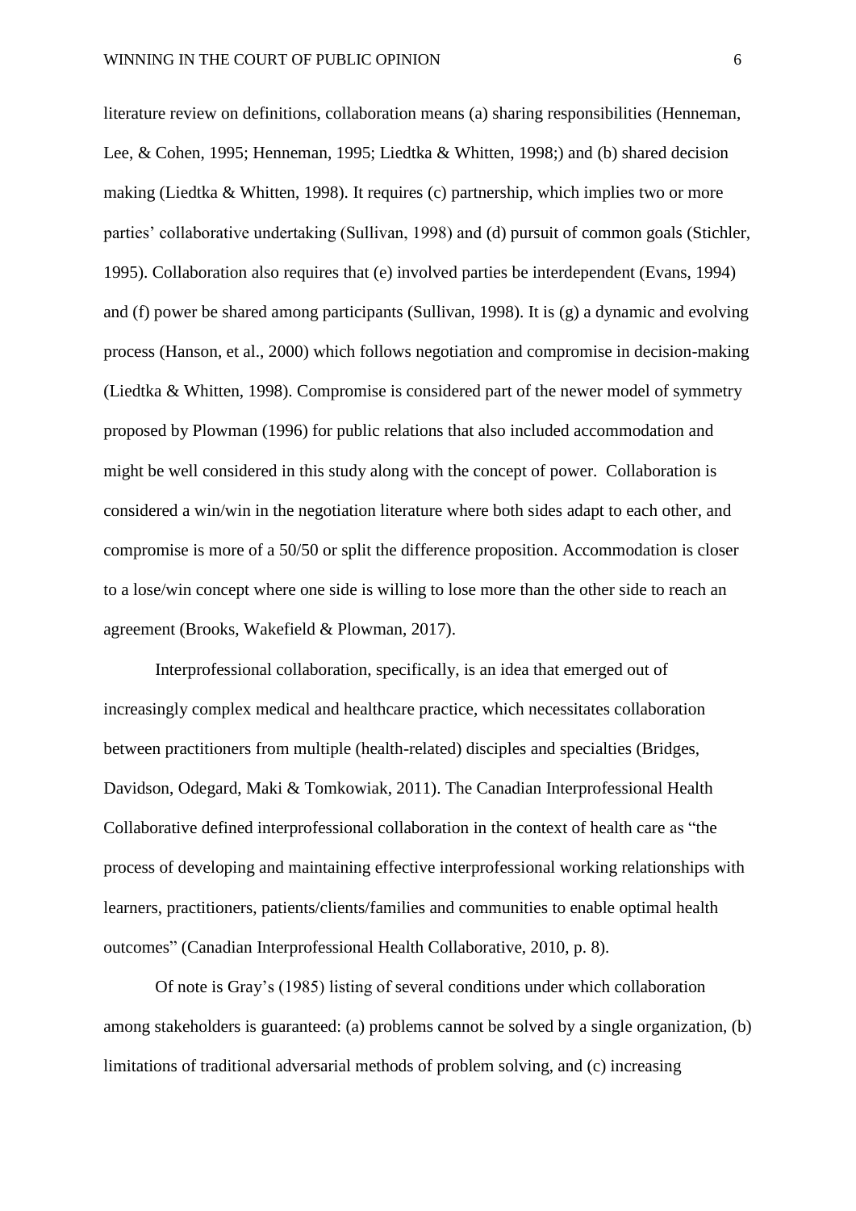literature review on definitions, collaboration means (a) sharing responsibilities (Henneman, Lee, & Cohen, 1995; Henneman, 1995; Liedtka & Whitten, 1998;) and (b) shared decision making (Liedtka & Whitten, 1998). It requires (c) partnership, which implies two or more parties' collaborative undertaking (Sullivan, 1998) and (d) pursuit of common goals (Stichler, 1995). Collaboration also requires that (e) involved parties be interdependent (Evans, 1994) and (f) power be shared among participants (Sullivan, 1998). It is (g) a dynamic and evolving process (Hanson, et al., 2000) which follows negotiation and compromise in decision-making (Liedtka & Whitten, 1998). Compromise is considered part of the newer model of symmetry proposed by Plowman (1996) for public relations that also included accommodation and might be well considered in this study along with the concept of power. Collaboration is considered a win/win in the negotiation literature where both sides adapt to each other, and compromise is more of a 50/50 or split the difference proposition. Accommodation is closer to a lose/win concept where one side is willing to lose more than the other side to reach an agreement (Brooks, Wakefield & Plowman, 2017).

Interprofessional collaboration, specifically, is an idea that emerged out of increasingly complex medical and healthcare practice, which necessitates collaboration between practitioners from multiple (health-related) disciples and specialties (Bridges, Davidson, Odegard, Maki & Tomkowiak, 2011). The Canadian Interprofessional Health Collaborative defined interprofessional collaboration in the context of health care as "the process of developing and maintaining effective interprofessional working relationships with learners, practitioners, patients/clients/families and communities to enable optimal health outcomes" (Canadian Interprofessional Health Collaborative, 2010, p. 8).

Of note is Gray's (1985) listing of several conditions under which collaboration among stakeholders is guaranteed: (a) problems cannot be solved by a single organization, (b) limitations of traditional adversarial methods of problem solving, and (c) increasing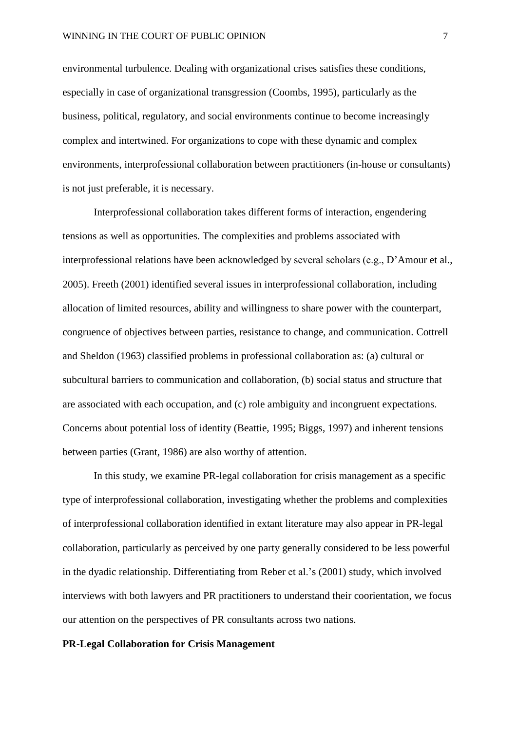environmental turbulence. Dealing with organizational crises satisfies these conditions, especially in case of organizational transgression (Coombs, 1995), particularly as the business, political, regulatory, and social environments continue to become increasingly complex and intertwined. For organizations to cope with these dynamic and complex environments, interprofessional collaboration between practitioners (in-house or consultants) is not just preferable, it is necessary.

Interprofessional collaboration takes different forms of interaction, engendering tensions as well as opportunities. The complexities and problems associated with interprofessional relations have been acknowledged by several scholars (e.g., D'Amour et al., 2005). Freeth (2001) identified several issues in interprofessional collaboration, including allocation of limited resources, ability and willingness to share power with the counterpart, congruence of objectives between parties, resistance to change, and communication. Cottrell and Sheldon (1963) classified problems in professional collaboration as: (a) cultural or subcultural barriers to communication and collaboration, (b) social status and structure that are associated with each occupation, and (c) role ambiguity and incongruent expectations. Concerns about potential loss of identity (Beattie, 1995; Biggs, 1997) and inherent tensions between parties (Grant, 1986) are also worthy of attention.

In this study, we examine PR-legal collaboration for crisis management as a specific type of interprofessional collaboration, investigating whether the problems and complexities of interprofessional collaboration identified in extant literature may also appear in PR-legal collaboration, particularly as perceived by one party generally considered to be less powerful in the dyadic relationship. Differentiating from Reber et al.'s (2001) study, which involved interviews with both lawyers and PR practitioners to understand their coorientation, we focus our attention on the perspectives of PR consultants across two nations.

**PR-Legal Collaboration for Crisis Management**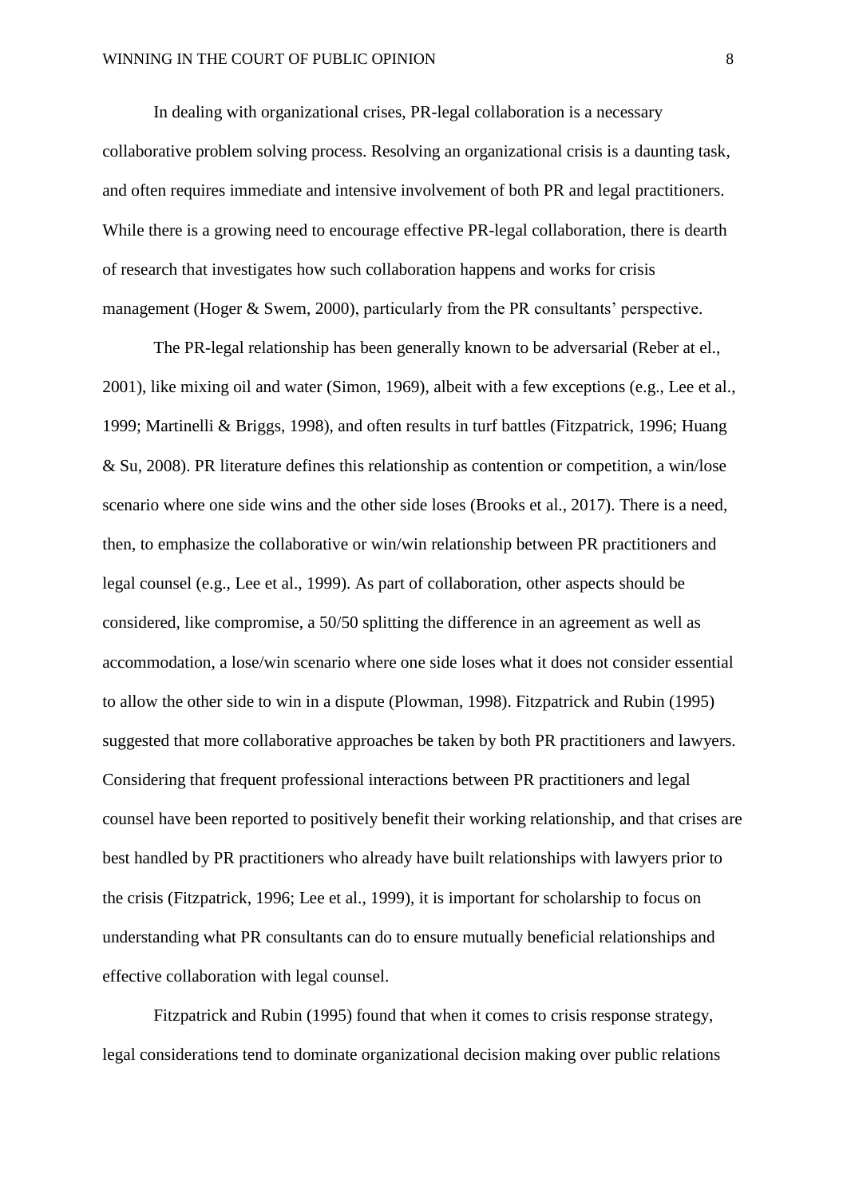In dealing with organizational crises, PR-legal collaboration is a necessary collaborative problem solving process. Resolving an organizational crisis is a daunting task, and often requires immediate and intensive involvement of both PR and legal practitioners. While there is a growing need to encourage effective PR-legal collaboration, there is dearth of research that investigates how such collaboration happens and works for crisis management (Hoger & Swem, 2000), particularly from the PR consultants' perspective.

The PR-legal relationship has been generally known to be adversarial (Reber at el., 2001), like mixing oil and water (Simon, 1969), albeit with a few exceptions (e.g., Lee et al., 1999; Martinelli & Briggs, 1998), and often results in turf battles (Fitzpatrick, 1996; Huang & Su, 2008). PR literature defines this relationship as contention or competition, a win/lose scenario where one side wins and the other side loses (Brooks et al., 2017). There is a need, then, to emphasize the collaborative or win/win relationship between PR practitioners and legal counsel (e.g., Lee et al., 1999). As part of collaboration, other aspects should be considered, like compromise, a 50/50 splitting the difference in an agreement as well as accommodation, a lose/win scenario where one side loses what it does not consider essential to allow the other side to win in a dispute (Plowman, 1998). Fitzpatrick and Rubin (1995) suggested that more collaborative approaches be taken by both PR practitioners and lawyers. Considering that frequent professional interactions between PR practitioners and legal counsel have been reported to positively benefit their working relationship, and that crises are best handled by PR practitioners who already have built relationships with lawyers prior to the crisis (Fitzpatrick, 1996; Lee et al., 1999), it is important for scholarship to focus on understanding what PR consultants can do to ensure mutually beneficial relationships and effective collaboration with legal counsel.

Fitzpatrick and Rubin (1995) found that when it comes to crisis response strategy, legal considerations tend to dominate organizational decision making over public relations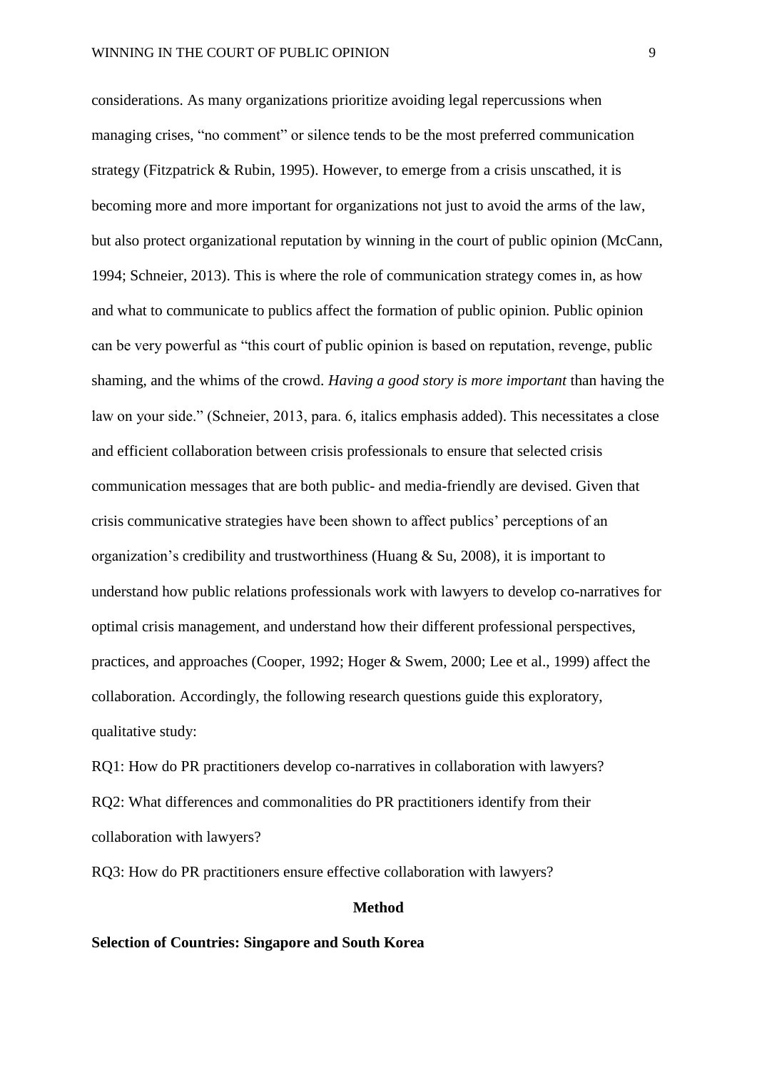considerations. As many organizations prioritize avoiding legal repercussions when managing crises, "no comment" or silence tends to be the most preferred communication strategy (Fitzpatrick & Rubin, 1995). However, to emerge from a crisis unscathed, it is becoming more and more important for organizations not just to avoid the arms of the law, but also protect organizational reputation by winning in the court of public opinion (McCann, 1994; Schneier, 2013). This is where the role of communication strategy comes in, as how and what to communicate to publics affect the formation of public opinion. Public opinion can be very powerful as "this court of public opinion is based on reputation, revenge, public shaming, and the whims of the crowd. *Having a good story is more important* than having the law on your side." (Schneier, 2013, para. 6, italics emphasis added). This necessitates a close and efficient collaboration between crisis professionals to ensure that selected crisis communication messages that are both public- and media-friendly are devised. Given that crisis communicative strategies have been shown to affect publics' perceptions of an organization's credibility and trustworthiness (Huang & Su, 2008), it is important to understand how public relations professionals work with lawyers to develop co-narratives for optimal crisis management, and understand how their different professional perspectives, practices, and approaches (Cooper, 1992; Hoger & Swem, 2000; Lee et al., 1999) affect the collaboration. Accordingly, the following research questions guide this exploratory, qualitative study:

RQ1: How do PR practitioners develop co-narratives in collaboration with lawyers?

RQ2: What differences and commonalities do PR practitioners identify from their collaboration with lawyers?

RQ3: How do PR practitioners ensure effective collaboration with lawyers?

## Method

### Selection of Countries: Singapore and South Korea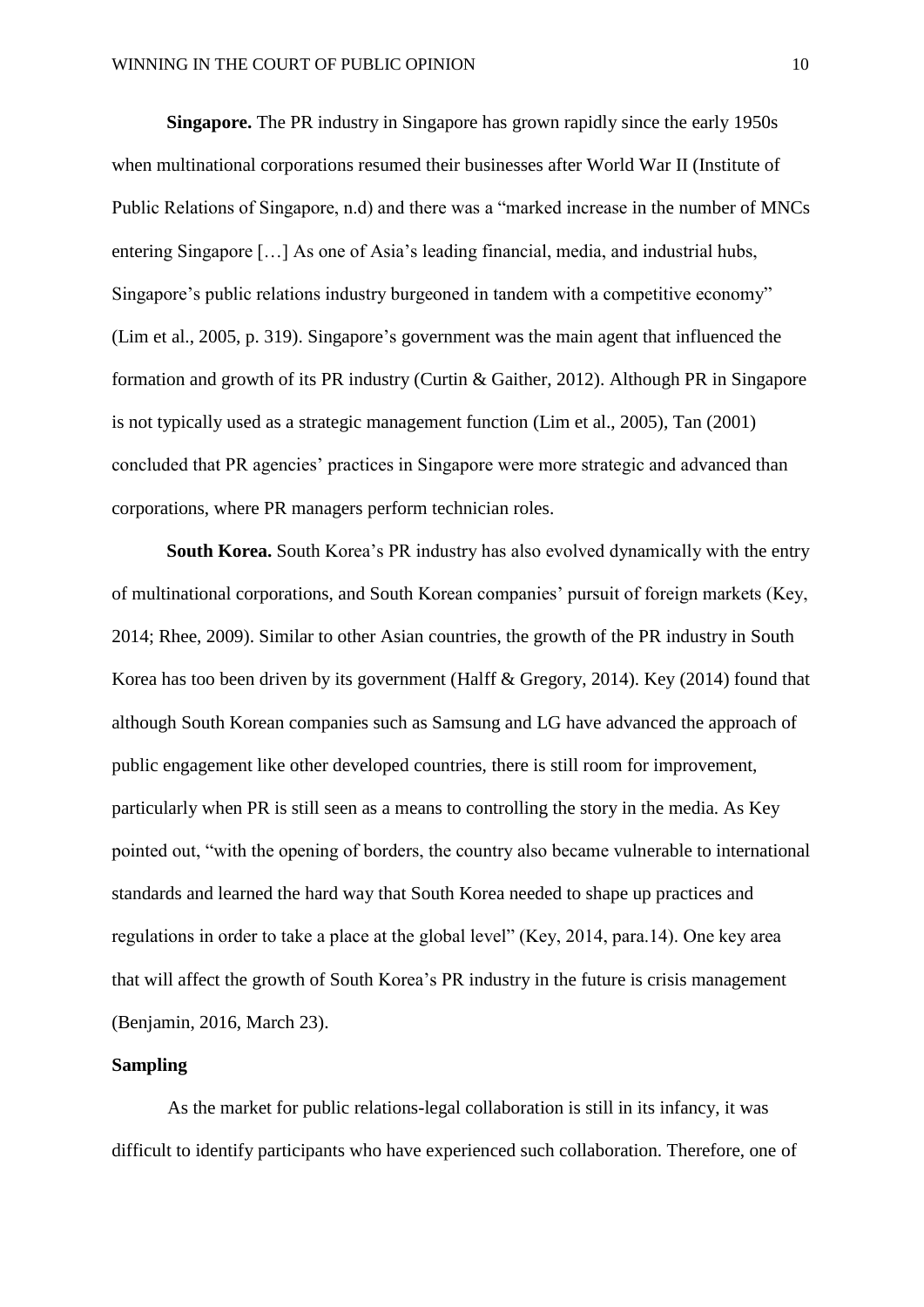**Singapore.** The PR industry in Singapore has grown rapidly since the early 1950s when multinational corporations resumed their businesses after World War II (Institute of Public Relations of Singapore, n.d) and there was a "marked increase in the number of MNCs entering Singapore […] As one of Asia's leading financial, media, and industrial hubs, Singapore's public relations industry burgeoned in tandem with a competitive economy" (Lim et al., 2005, p. 319). Singapore's government was the main agent that influenced the formation and growth of its PR industry (Curtin & Gaither, 2012). Although PR in Singapore is not typically used as a strategic management function (Lim et al., 2005), Tan (2001) concluded that PR agencies' practices in Singapore were more strategic and advanced than corporations, where PR managers perform technician roles.

**South Korea.** South Korea's PR industry has also evolved dynamically with the entry of multinational corporations, and South Korean companies' pursuit of foreign markets (Key, 2014; Rhee, 2009). Similar to other Asian countries, the growth of the PR industry in South Korea has too been driven by its government (Halff & Gregory, 2014). Key (2014) found that although South Korean companies such as Samsung and LG have advanced the approach of public engagement like other developed countries, there is still room for improvement, particularly when PR is still seen as a means to controlling the story in the media. As Key pointed out, "with the opening of borders, the country also became vulnerable to international standards and learned the hard way that South Korea needed to shape up practices and regulations in order to take a place at the global level" (Key, 2014, para.14). One key area that will affect the growth of South Korea's PR industry in the future is crisis management (Benjamin, 2016, March 23).

## Sampling

As the market for public relations-legal collaboration is still in its infancy, it was difficult to identify participants who have experienced such collaboration. Therefore, one of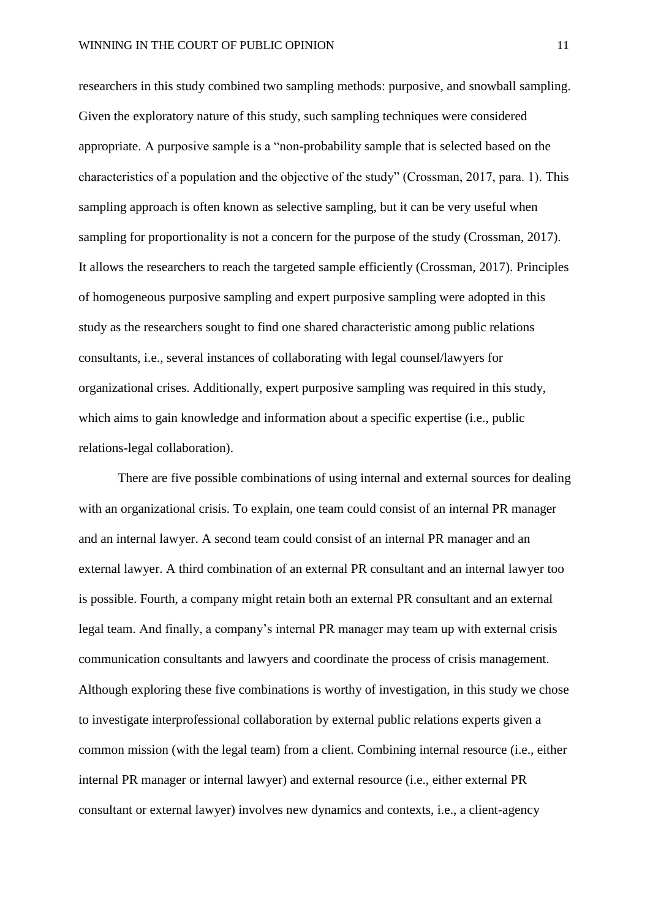researchers in this study combined two sampling methods: purposive, and snowball sampling. Given the exploratory nature of this study, such sampling techniques were considered appropriate. A purposive sample is a “non-probability sample that is selected based on the characteristics of a population and the objective of the study” (Crossman, 2017, para. 1). This sampling approach is often known as selective sampling, but it can be very useful when sampling for proportionality is not a concern for the purpose of the study (Crossman, 2017). It allows the researchers to reach the targeted sample efficiently (Crossman, 2017). Principles of homogeneous purposive sampling and expert purposive sampling were adopted in this study as the researchers sought to find one shared characteristic among public relations consultants, i.e., several instances of collaborating with legal counsel/lawyers for organizational crises. Additionally, expert purposive sampling was required in this study, which aims to gain knowledge and information about a specific expertise (i.e., public relations-legal collaboration).

There are five possible combinations of using internal and external sources for dealing with an organizational crisis. To explain, one team could consist of an internal PR manager and an internal lawyer. A second team could consist of an internal PR manager and an external lawyer. A third combination of an external PR consultant and an internal lawyer too is possible. Fourth, a company might retain both an external PR consultant and an external legal team. And finally, a company’s internal PR manager may team up with external crisis communication consultants and lawyers and coordinate the process of crisis management. Although exploring these five combinations is worthy of investigation, in this study we chose to investigate interprofessional collaboration by external public relations experts given a common mission (with the legal team) from a client. Combining internal resource (i.e., either internal PR manager or internal lawyer) and external resource (i.e., either external PR consultant or external lawyer) involves new dynamics and contexts, i.e., a client-agency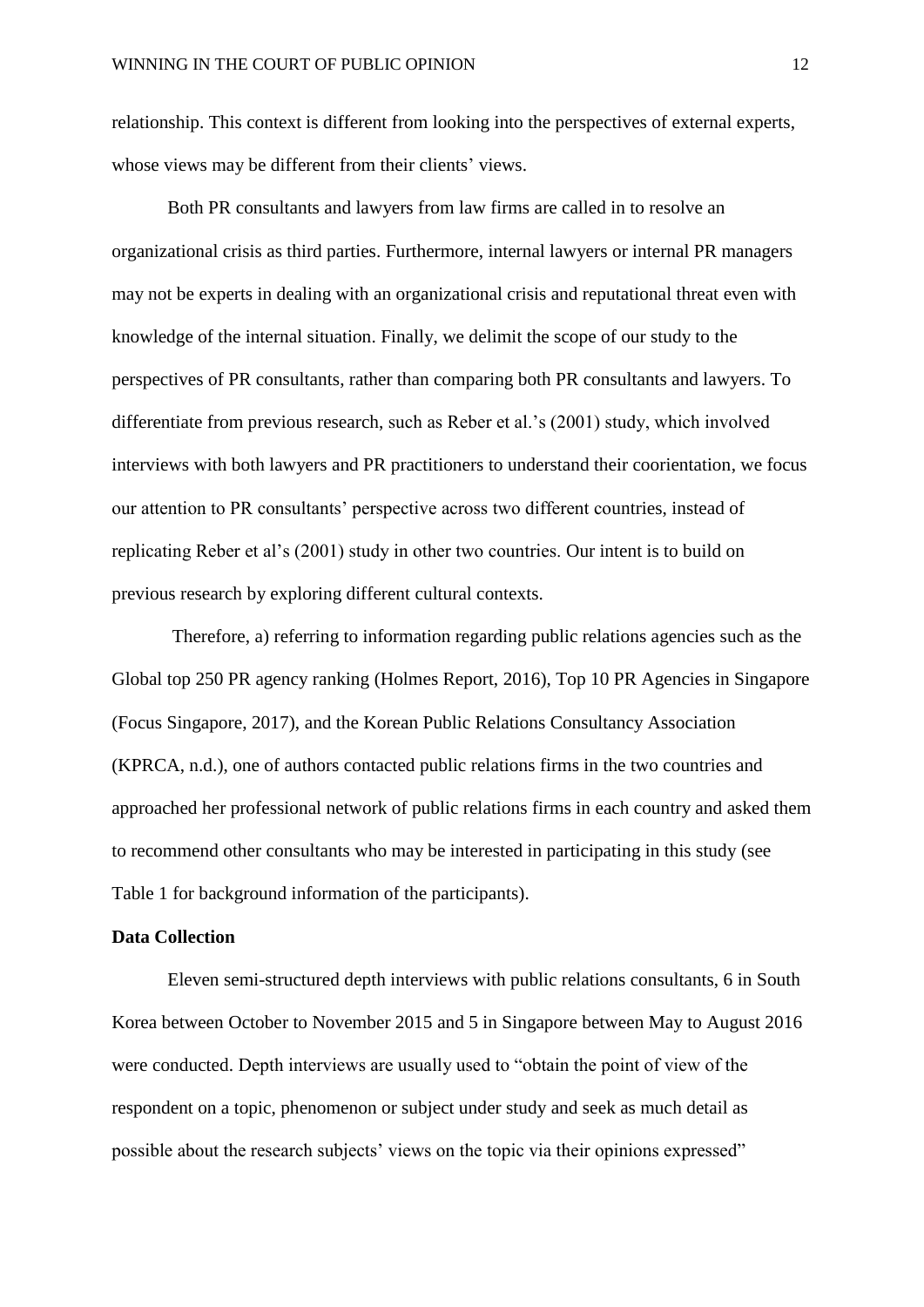relationship. This context is different from looking into the perspectives of external experts, whose views may be different from their clients' views.

Both PR consultants and lawyers from law firms are called in to resolve an organizational crisis as third parties. Furthermore, internal lawyers or internal PR managers may not be experts in dealing with an organizational crisis and reputational threat even with knowledge of the internal situation. Finally, we delimit the scope of our study to the perspectives of PR consultants, rather than comparing both PR consultants and lawyers. To differentiate from previous research, such as Reber et al.'s (2001) study, which involved interviews with both lawyers and PR practitioners to understand their coorientation, we focus our attention to PR consultants' perspective across two different countries, instead of replicating Reber et al's (2001) study in other two countries. Our intent is to build on previous research by exploring different cultural contexts.

Therefore, a) referring to information regarding public relations agencies such as the Global top 250 PR agency ranking (Holmes Report, 2016), Top 10 PR Agencies in Singapore (Focus Singapore, 2017), and the Korean Public Relations Consultancy Association (KPRCA, n.d.), one of authors contacted public relations firms in the two countries and approached her professional network of public relations firms in each country and asked them to recommend other consultants who may be interested in participating in this study (see Table 1 for background information of the participants).

**Data Collection**

Eleven semi-structured depth interviews with public relations consultants, 6 in South Korea between October to November 2015 and 5 in Singapore between May to August 2016 were conducted. Depth interviews are usually used to "obtain the point of view of the respondent on a topic, phenomenon or subject under study and seek as much detail as possible about the research subjects' views on the topic via their opinions expressed"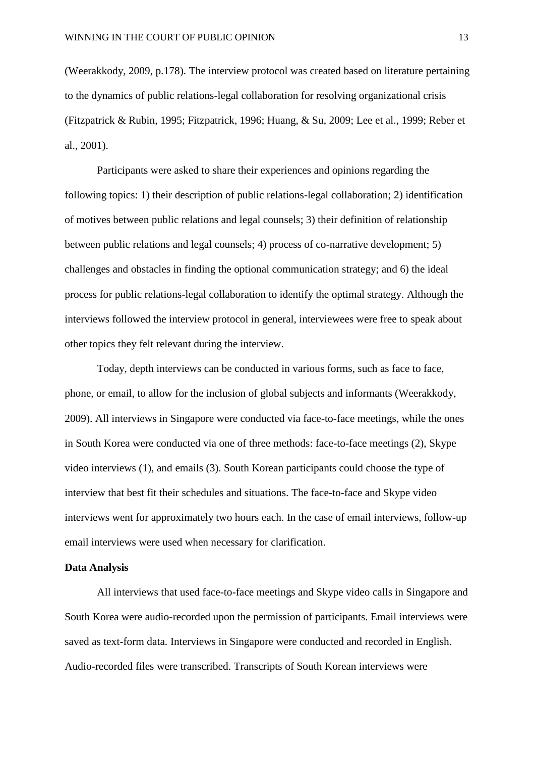(Weerakkody, 2009, p.178). The interview protocol was created based on literature pertaining to the dynamics of public relations-legal collaboration for resolving organizational crisis (Fitzpatrick & Rubin, 1995; Fitzpatrick, 1996; Huang, & Su, 2009; Lee et al., 1999; Reber et al., 2001).

Participants were asked to share their experiences and opinions regarding the following topics: 1) their description of public relations-legal collaboration; 2) identification of motives between public relations and legal counsels; 3) their definition of relationship between public relations and legal counsels; 4) process of co-narrative development; 5) challenges and obstacles in finding the optional communication strategy; and 6) the ideal process for public relations-legal collaboration to identify the optimal strategy. Although the interviews followed the interview protocol in general, interviewees were free to speak about other topics they felt relevant during the interview.

Today, depth interviews can be conducted in various forms, such as face to face, phone, or email, to allow for the inclusion of global subjects and informants (Weerakkody, 2009). All interviews in Singapore were conducted via face-to-face meetings, while the ones in South Korea were conducted via one of three methods: face-to-face meetings (2), Skype video interviews (1), and emails (3). South Korean participants could choose the type of interview that best fit their schedules and situations. The face-to-face and Skype video interviews went for approximately two hours each. In the case of email interviews, follow-up email interviews were used when necessary for clarification.

**Data Analysis**

All interviews that used face-to-face meetings and Skype video calls in Singapore and South Korea were audio-recorded upon the permission of participants. Email interviews were saved as text-form data. Interviews in Singapore were conducted and recorded in English. Audio-recorded files were transcribed. Transcripts of South Korean interviews were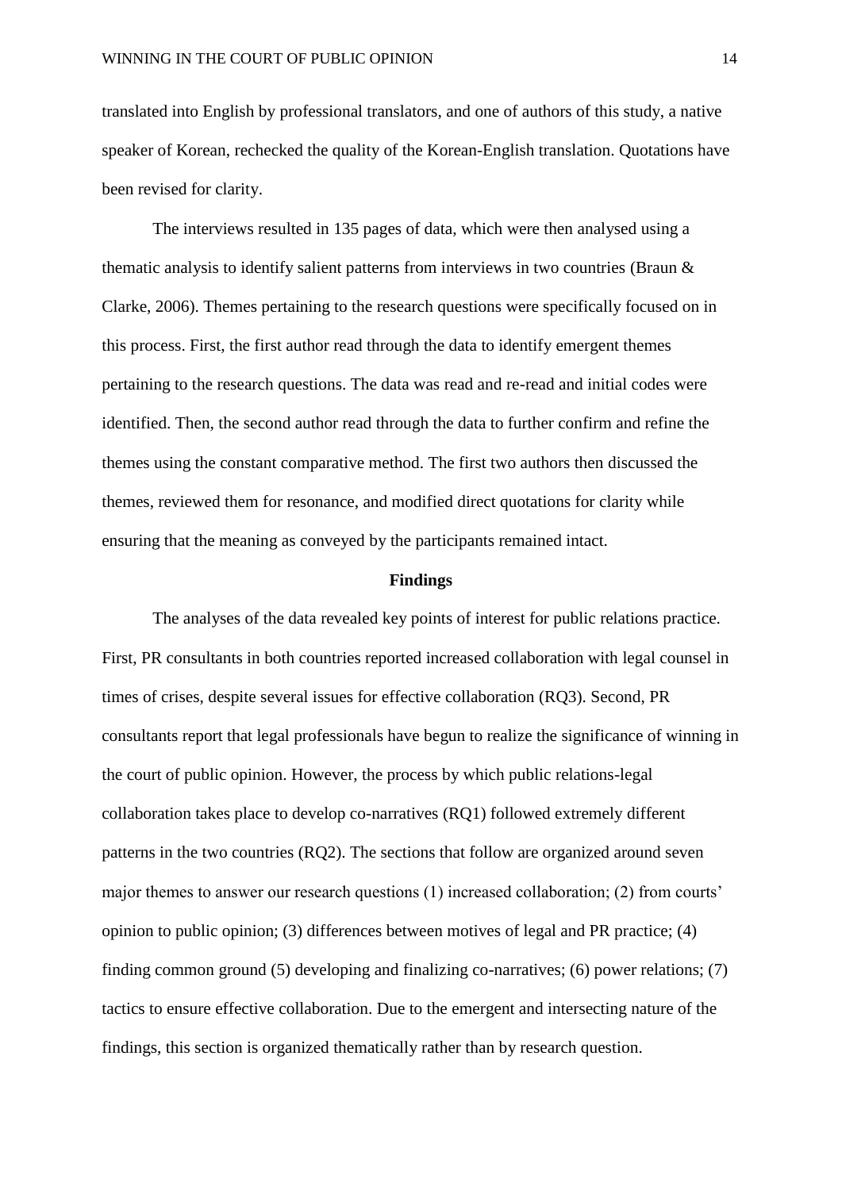translated into English by professional translators, and one of authors of this study, a native speaker of Korean, rechecked the quality of the Korean-English translation. Quotations have been revised for clarity.

The interviews resulted in 135 pages of data, which were then analysed using a thematic analysis to identify salient patterns from interviews in two countries (Braun & Clarke, 2006). Themes pertaining to the research questions were specifically focused on in this process. First, the first author read through the data to identify emergent themes pertaining to the research questions. The data was read and re-read and initial codes were identified. Then, the second author read through the data to further confirm and refine the themes using the constant comparative method. The first two authors then discussed the themes, reviewed them for resonance, and modified direct quotations for clarity while ensuring that the meaning as conveyed by the participants remained intact.

## Findings

The analyses of the data revealed key points of interest for public relations practice. First, PR consultants in both countries reported increased collaboration with legal counsel in times of crises, despite several issues for effective collaboration (RQ3). Second, PR consultants report that legal professionals have begun to realize the significance of winning in the court of public opinion. However, the process by which public relations-legal collaboration takes place to develop co-narratives (RQ1) followed extremely different patterns in the two countries (RQ2). The sections that follow are organized around seven major themes to answer our research questions (1) increased collaboration; (2) from courts' opinion to public opinion; (3) differences between motives of legal and PR practice; (4) finding common ground (5) developing and finalizing co-narratives; (6) power relations; (7) tactics to ensure effective collaboration. Due to the emergent and intersecting nature of the findings, this section is organized thematically rather than by research question.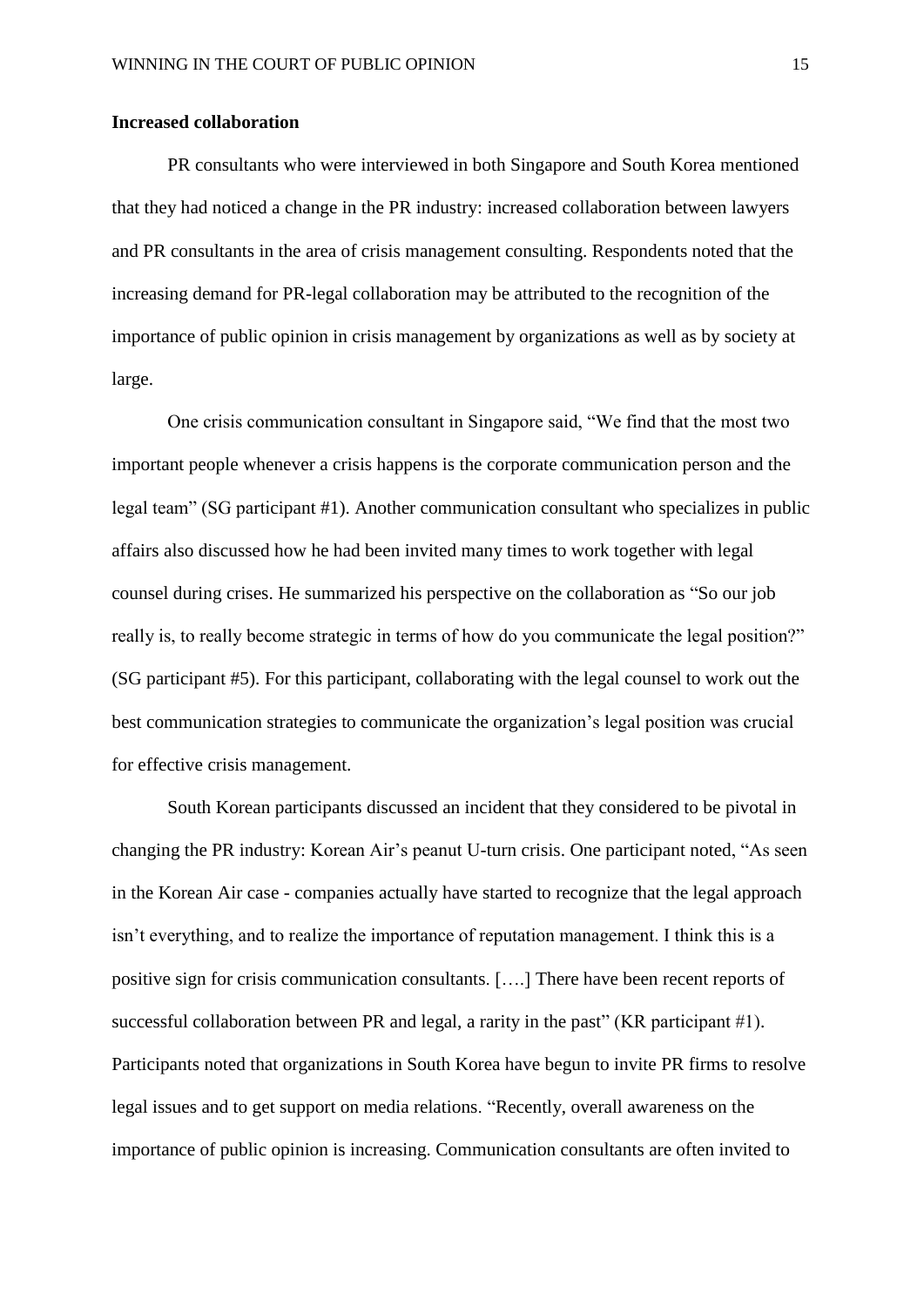**Increased collaboration**

PR consultants who were interviewed in both Singapore and South Korea mentioned that they had noticed a change in the PR industry: increased collaboration between lawyers and PR consultants in the area of crisis management consulting. Respondents noted that the increasing demand for PR-legal collaboration may be attributed to the recognition of the importance of public opinion in crisis management by organizations as well as by society at large.

One crisis communication consultant in Singapore said, "We find that the most two important people whenever a crisis happens is the corporate communication person and the legal team" (SG participant #1). Another communication consultant who specializes in public affairs also discussed how he had been invited many times to work together with legal counsel during crises. He summarized his perspective on the collaboration as "So our job really is, to really become strategic in terms of how do you communicate the legal position?" (SG participant #5). For this participant, collaborating with the legal counsel to work out the best communication strategies to communicate the organization's legal position was crucial for effective crisis management.

South Korean participants discussed an incident that they considered to be pivotal in changing the PR industry: Korean Air's peanut U-turn crisis. One participant noted, "As seen in the Korean Air case - companies actually have started to recognize that the legal approach isn't everything, and to realize the importance of reputation management. I think this is a positive sign for crisis communication consultants. [….] There have been recent reports of successful collaboration between PR and legal, a rarity in the past" (KR participant #1). Participants noted that organizations in South Korea have begun to invite PR firms to resolve legal issues and to get support on media relations. "Recently, overall awareness on the importance of public opinion is increasing. Communication consultants are often invited to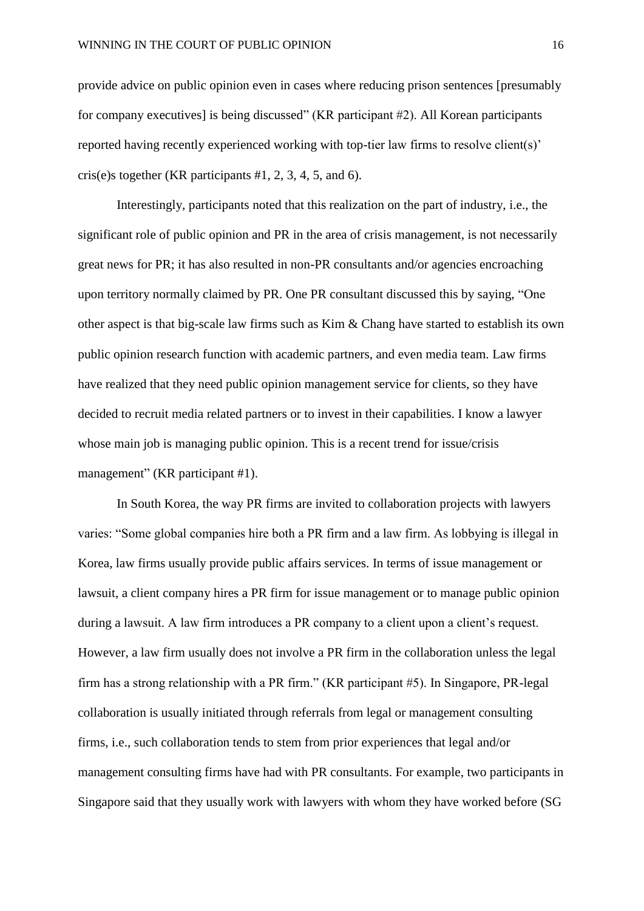provide advice on public opinion even in cases where reducing prison sentences [presumably for company executives] is being discussed" (KR participant #2). All Korean participants reported having recently experienced working with top-tier law firms to resolve client(s)' cris(e)s together (KR participants #1, 2, 3, 4, 5, and 6).

Interestingly, participants noted that this realization on the part of industry, i.e., the significant role of public opinion and PR in the area of crisis management, is not necessarily great news for PR; it has also resulted in non-PR consultants and/or agencies encroaching upon territory normally claimed by PR. One PR consultant discussed this by saying, "One other aspect is that big-scale law firms such as Kim & Chang have started to establish its own public opinion research function with academic partners, and even media team. Law firms have realized that they need public opinion management service for clients, so they have decided to recruit media related partners or to invest in their capabilities. I know a lawyer whose main job is managing public opinion. This is a recent trend for issue/crisis management" (KR participant #1).

In South Korea, the way PR firms are invited to collaboration projects with lawyers varies: "Some global companies hire both a PR firm and a law firm. As lobbying is illegal in Korea, law firms usually provide public affairs services. In terms of issue management or lawsuit, a client company hires a PR firm for issue management or to manage public opinion during a lawsuit. A law firm introduces a PR company to a client upon a client's request. However, a law firm usually does not involve a PR firm in the collaboration unless the legal firm has a strong relationship with a PR firm." (KR participant #5). In Singapore, PR-legal collaboration is usually initiated through referrals from legal or management consulting firms, i.e., such collaboration tends to stem from prior experiences that legal and/or management consulting firms have had with PR consultants. For example, two participants in Singapore said that they usually work with lawyers with whom they have worked before (SG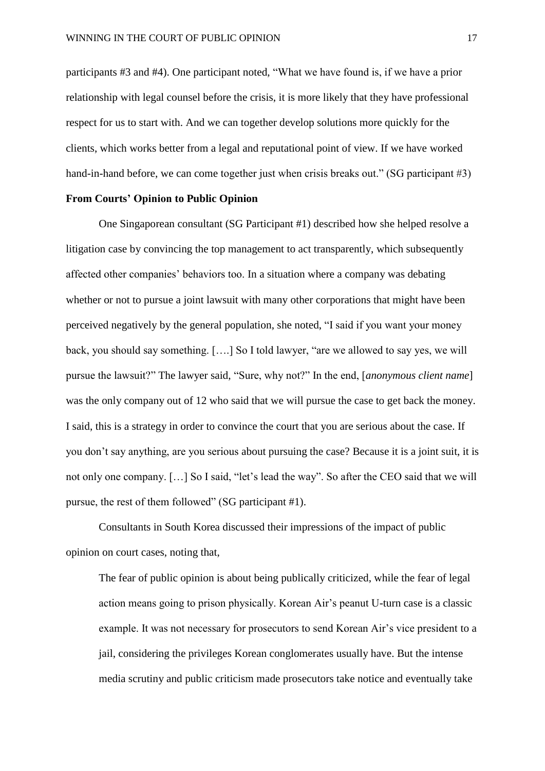participants #3 and #4). One participant noted, “What we have found is, if we have a prior relationship with legal counsel before the crisis, it is more likely that they have professional respect for us to start with. And we can together develop solutions more quickly for the clients, which works better from a legal and reputational point of view. If we have worked hand-in-hand before, we can come together just when crisis breaks out.” (SG participant #3)

**From Courts’ Opinion to Public Opinion**

One Singaporean consultant (SG Participant #1) described how she helped resolve a litigation case by convincing the top management to act transparently, which subsequently affected other companies’ behaviors too. In a situation where a company was debating whether or not to pursue a joint lawsuit with many other corporations that might have been perceived negatively by the general population, she noted, “I said if you want your money back, you should say something. [….] So I told lawyer, “are we allowed to say yes, we will pursue the lawsuit?” The lawyer said, “Sure, why not?” In the end, [*anonymous client name*] was the only company out of 12 who said that we will pursue the case to get back the money. I said, this is a strategy in order to convince the court that you are serious about the case. If you don’t say anything, are you serious about pursuing the case? Because it is a joint suit, it is not only one company. […] So I said, “let’s lead the way”. So after the CEO said that we will pursue, the rest of them followed” (SG participant #1).

Consultants in South Korea discussed their impressions of the impact of public opinion on court cases, noting that,

> The fear of public opinion is about being publically criticized, while the fear of legal action means going to prison physically. Korean Air’s peanut U-turn case is a classic example. It was not necessary for prosecutors to send Korean Air’s vice president to a jail, considering the privileges Korean conglomerates usually have. But the intense media scrutiny and public criticism made prosecutors take notice and eventually take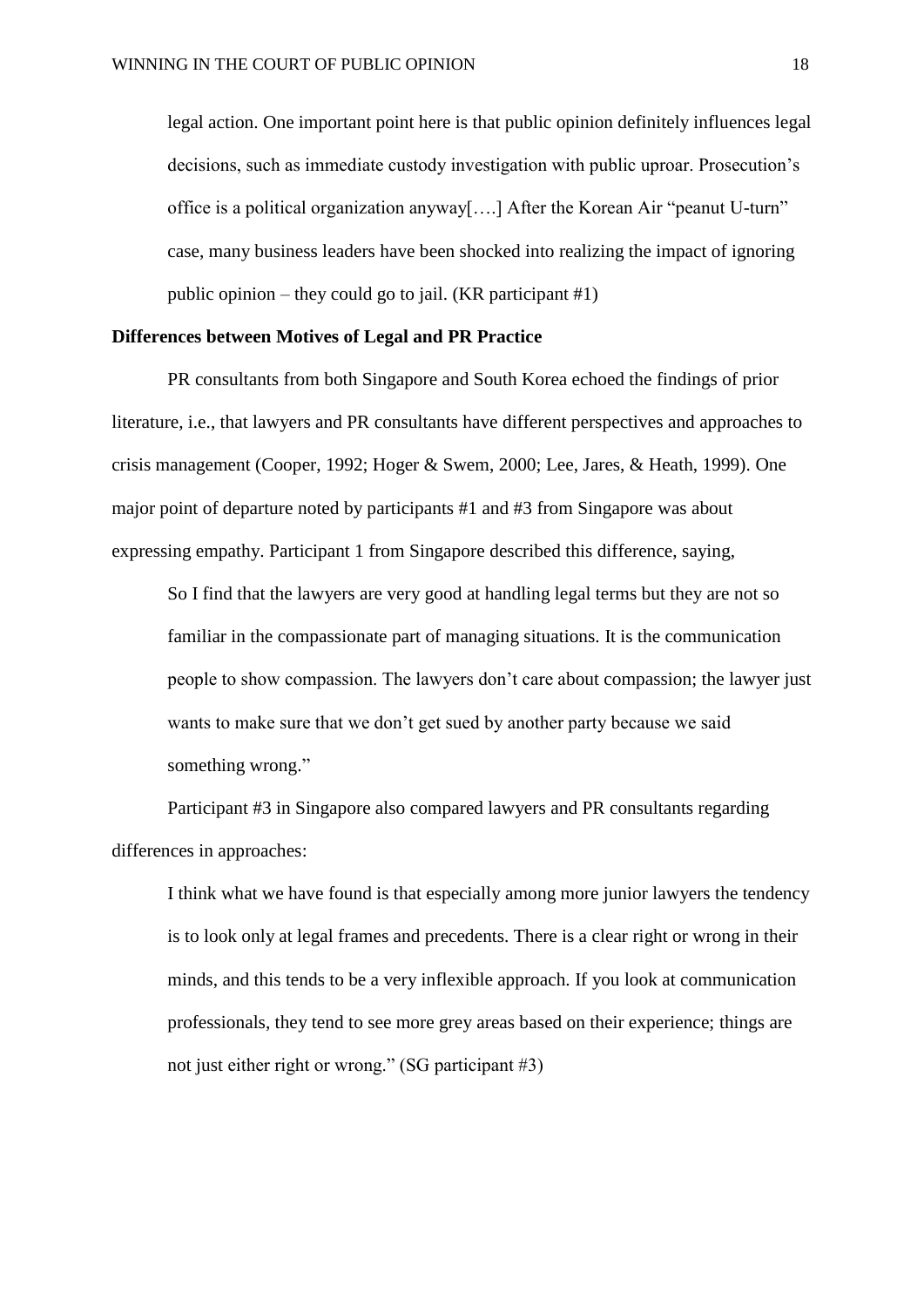> legal action. One important point here is that public opinion definitely influences legal decisions, such as immediate custody investigation with public uproar. Prosecution's office is a political organization anyway[….] After the Korean Air "peanut U-turn" case, many business leaders have been shocked into realizing the impact of ignoring public opinion – they could go to jail. (KR participant #1)

**Differences between Motives of Legal and PR Practice**

PR consultants from both Singapore and South Korea echoed the findings of prior literature, i.e., that lawyers and PR consultants have different perspectives and approaches to crisis management (Cooper, 1992; Hoger & Swem, 2000; Lee, Jares, & Heath, 1999). One major point of departure noted by participants #1 and #3 from Singapore was about expressing empathy. Participant 1 from Singapore described this difference, saying,

> So I find that the lawyers are very good at handling legal terms but they are not so familiar in the compassionate part of managing situations. It is the communication people to show compassion. The lawyers don't care about compassion; the lawyer just wants to make sure that we don't get sued by another party because we said something wrong."

Participant #3 in Singapore also compared lawyers and PR consultants regarding differences in approaches:

> I think what we have found is that especially among more junior lawyers the tendency is to look only at legal frames and precedents. There is a clear right or wrong in their minds, and this tends to be a very inflexible approach. If you look at communication professionals, they tend to see more grey areas based on their experience; things are not just either right or wrong." (SG participant #3)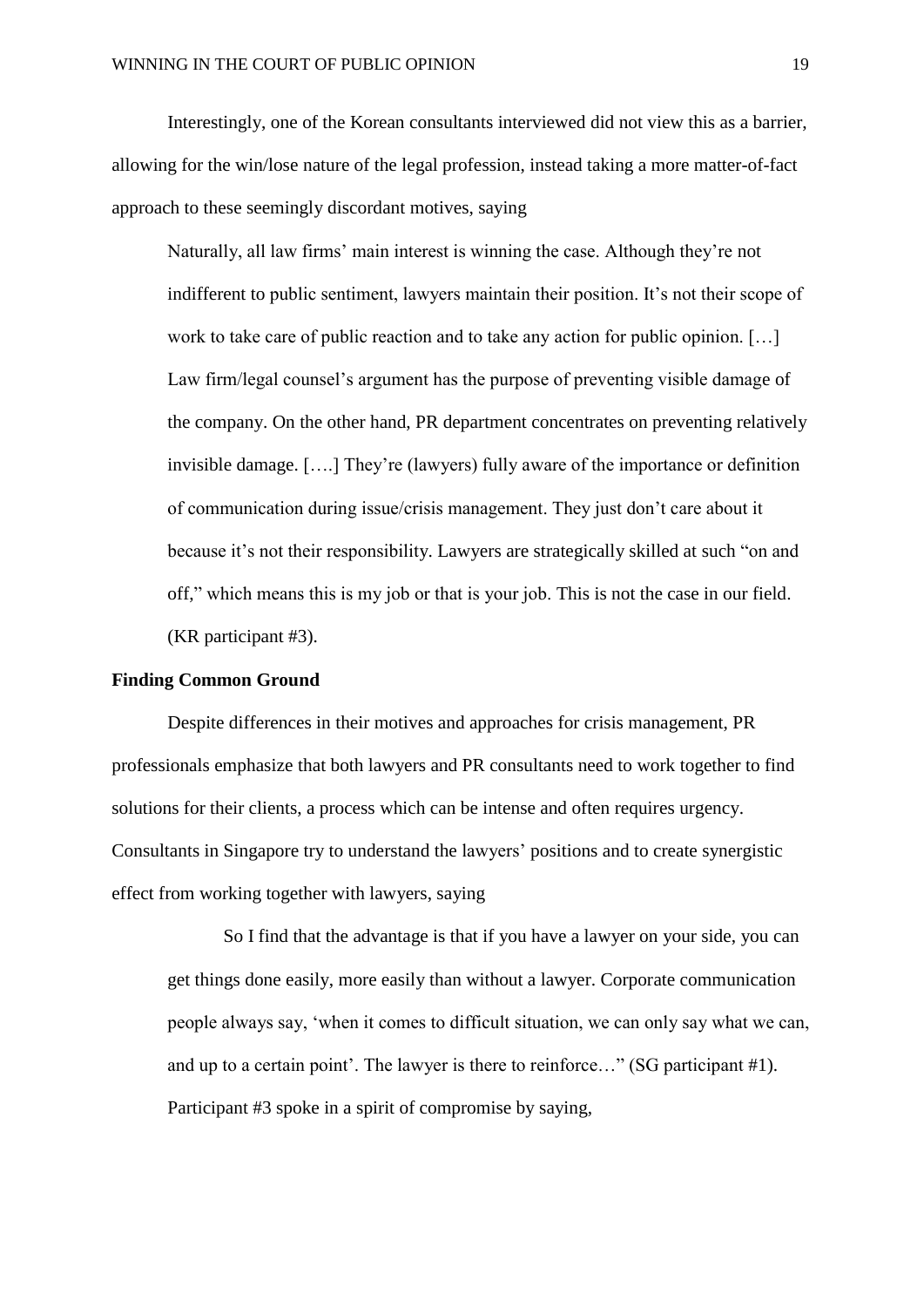Interestingly, one of the Korean consultants interviewed did not view this as a barrier, allowing for the win/lose nature of the legal profession, instead taking a more matter-of-fact approach to these seemingly discordant motives, saying

> Naturally, all law firms' main interest is winning the case. Although they're not indifferent to public sentiment, lawyers maintain their position. It's not their scope of work to take care of public reaction and to take any action for public opinion. […] Law firm/legal counsel's argument has the purpose of preventing visible damage of the company. On the other hand, PR department concentrates on preventing relatively invisible damage. [….] They're (lawyers) fully aware of the importance or definition of communication during issue/crisis management. They just don't care about it because it's not their responsibility. Lawyers are strategically skilled at such "on and off," which means this is my job or that is your job. This is not the case in our field. (KR participant #3).

**Finding Common Ground**

Despite differences in their motives and approaches for crisis management, PR professionals emphasize that both lawyers and PR consultants need to work together to find solutions for their clients, a process which can be intense and often requires urgency. Consultants in Singapore try to understand the lawyers' positions and to create synergistic effect from working together with lawyers, saying

> So I find that the advantage is that if you have a lawyer on your side, you can get things done easily, more easily than without a lawyer. Corporate communication people always say, 'when it comes to difficult situation, we can only say what we can, and up to a certain point'. The lawyer is there to reinforce…" (SG participant #1). Participant #3 spoke in a spirit of compromise by saying,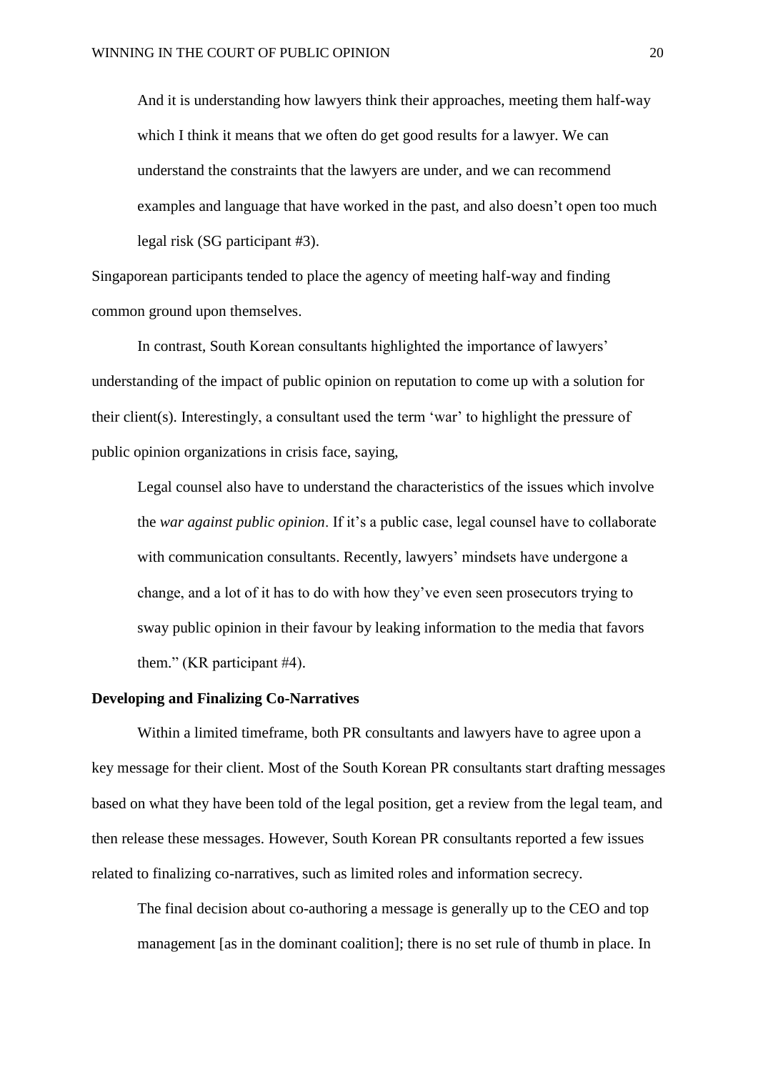> And it is understanding how lawyers think their approaches, meeting them half-way which I think it means that we often do get good results for a lawyer. We can understand the constraints that the lawyers are under, and we can recommend examples and language that have worked in the past, and also doesn't open too much legal risk (SG participant #3).

Singaporean participants tended to place the agency of meeting half-way and finding common ground upon themselves.

In contrast, South Korean consultants highlighted the importance of lawyers' understanding of the impact of public opinion on reputation to come up with a solution for their client(s). Interestingly, a consultant used the term 'war' to highlight the pressure of public opinion organizations in crisis face, saying,

> Legal counsel also have to understand the characteristics of the issues which involve the *war against public opinion*. If it's a public case, legal counsel have to collaborate with communication consultants. Recently, lawyers' mindsets have undergone a change, and a lot of it has to do with how they've even seen prosecutors trying to sway public opinion in their favour by leaking information to the media that favors them." (KR participant #4).

**Developing and Finalizing Co-Narratives**

Within a limited timeframe, both PR consultants and lawyers have to agree upon a key message for their client. Most of the South Korean PR consultants start drafting messages based on what they have been told of the legal position, get a review from the legal team, and then release these messages. However, South Korean PR consultants reported a few issues related to finalizing co-narratives, such as limited roles and information secrecy.

> The final decision about co-authoring a message is generally up to the CEO and top management [as in the dominant coalition]; there is no set rule of thumb in place. In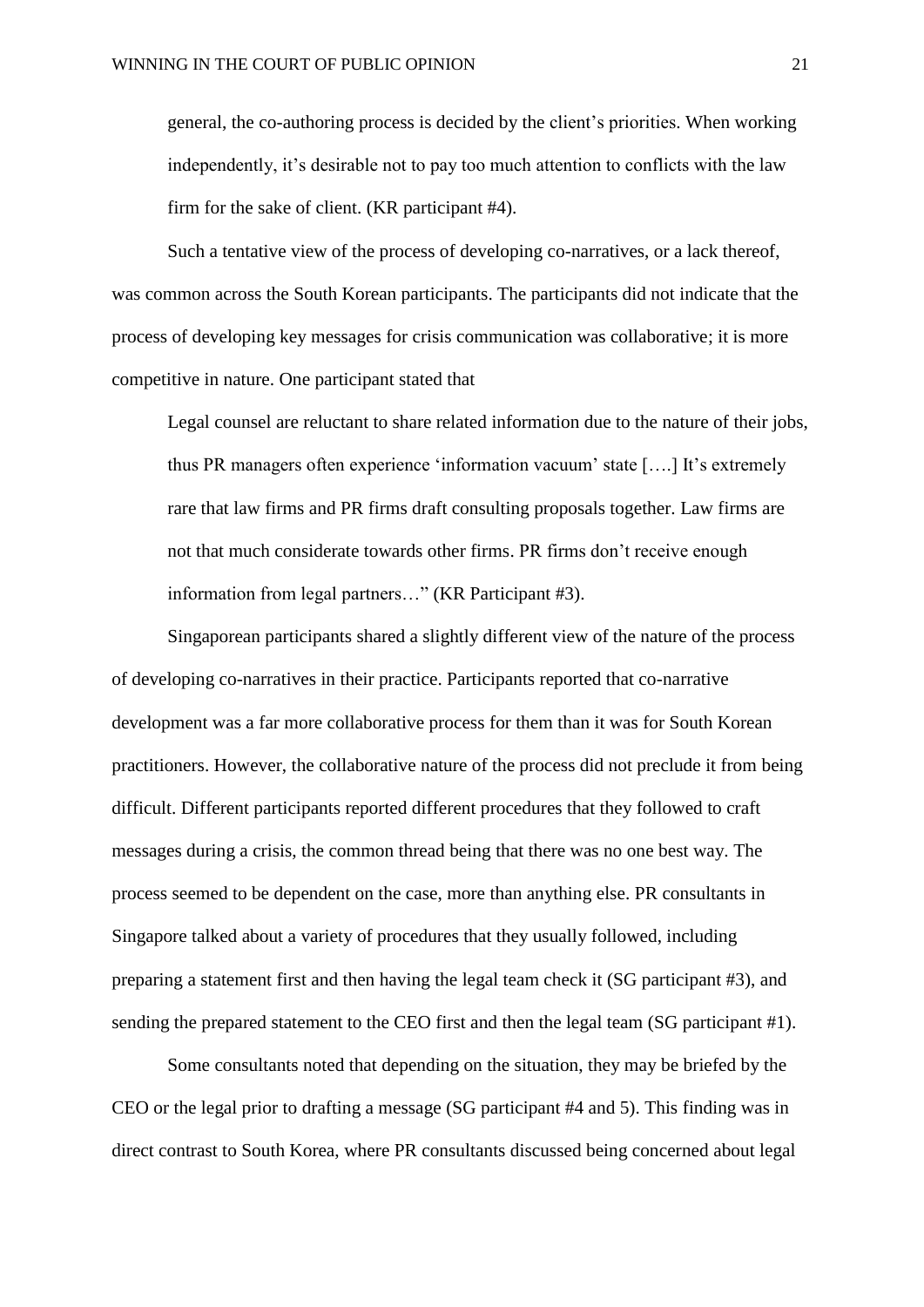general, the co-authoring process is decided by the client's priorities. When working independently, it's desirable not to pay too much attention to conflicts with the law firm for the sake of client. (KR participant #4).

Such a tentative view of the process of developing co-narratives, or a lack thereof, was common across the South Korean participants. The participants did not indicate that the process of developing key messages for crisis communication was collaborative; it is more competitive in nature. One participant stated that

> Legal counsel are reluctant to share related information due to the nature of their jobs, thus PR managers often experience 'information vacuum' state [….] It's extremely rare that law firms and PR firms draft consulting proposals together. Law firms are not that much considerate towards other firms. PR firms don't receive enough information from legal partners…" (KR Participant #3).

Singaporean participants shared a slightly different view of the nature of the process of developing co-narratives in their practice. Participants reported that co-narrative development was a far more collaborative process for them than it was for South Korean practitioners. However, the collaborative nature of the process did not preclude it from being difficult. Different participants reported different procedures that they followed to craft messages during a crisis, the common thread being that there was no one best way. The process seemed to be dependent on the case, more than anything else. PR consultants in Singapore talked about a variety of procedures that they usually followed, including preparing a statement first and then having the legal team check it (SG participant #3), and sending the prepared statement to the CEO first and then the legal team (SG participant #1).

Some consultants noted that depending on the situation, they may be briefed by the CEO or the legal prior to drafting a message (SG participant #4 and 5). This finding was in direct contrast to South Korea, where PR consultants discussed being concerned about legal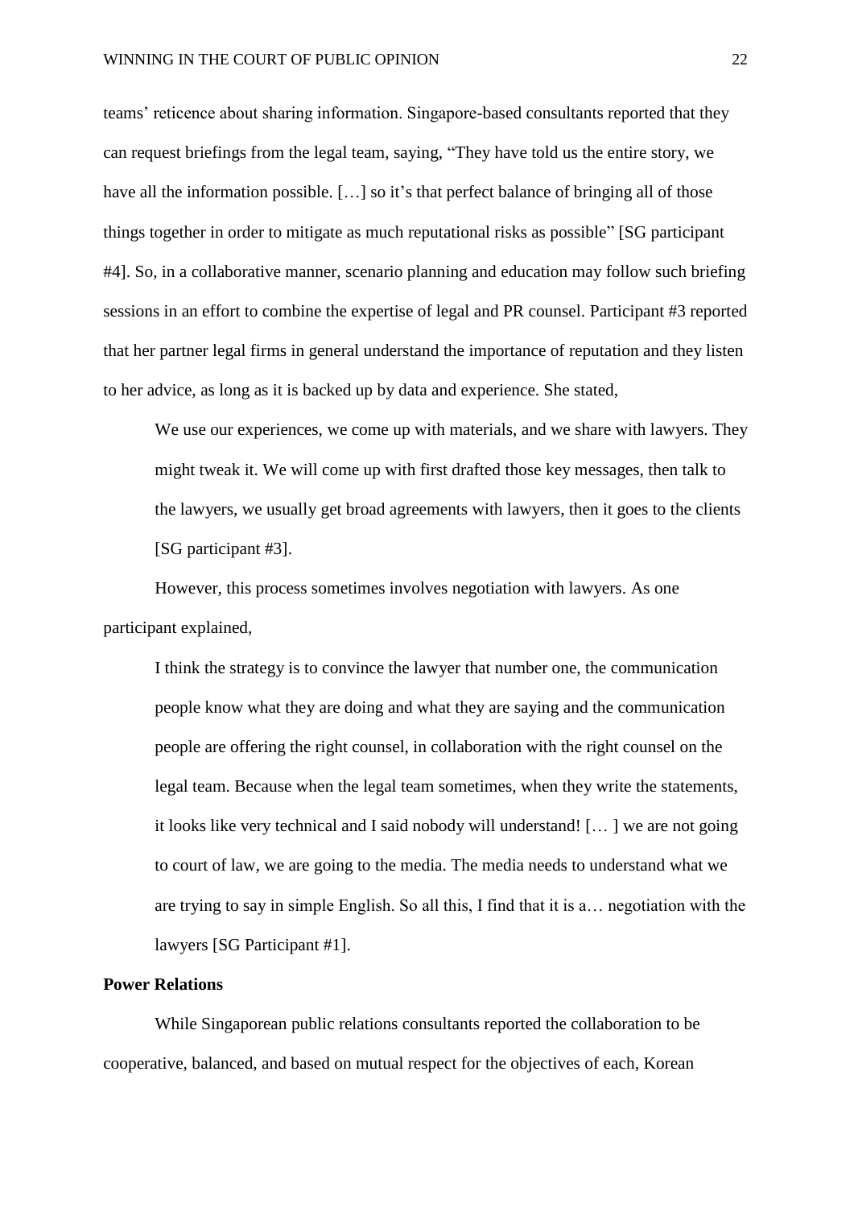teams' reticence about sharing information. Singapore-based consultants reported that they can request briefings from the legal team, saying, "They have told us the entire story, we have all the information possible. […] so it's that perfect balance of bringing all of those things together in order to mitigate as much reputational risks as possible" [SG participant #4]. So, in a collaborative manner, scenario planning and education may follow such briefing sessions in an effort to combine the expertise of legal and PR counsel. Participant #3 reported that her partner legal firms in general understand the importance of reputation and they listen to her advice, as long as it is backed up by data and experience. She stated,

> We use our experiences, we come up with materials, and we share with lawyers. They might tweak it. We will come up with first drafted those key messages, then talk to the lawyers, we usually get broad agreements with lawyers, then it goes to the clients [SG participant #3].

However, this process sometimes involves negotiation with lawyers. As one participant explained,

> I think the strategy is to convince the lawyer that number one, the communication people know what they are doing and what they are saying and the communication people are offering the right counsel, in collaboration with the right counsel on the legal team. Because when the legal team sometimes, when they write the statements, it looks like very technical and I said nobody will understand! [… ] we are not going to court of law, we are going to the media. The media needs to understand what we are trying to say in simple English. So all this, I find that it is a… negotiation with the lawyers [SG Participant #1].

**Power Relations**

While Singaporean public relations consultants reported the collaboration to be cooperative, balanced, and based on mutual respect for the objectives of each, Korean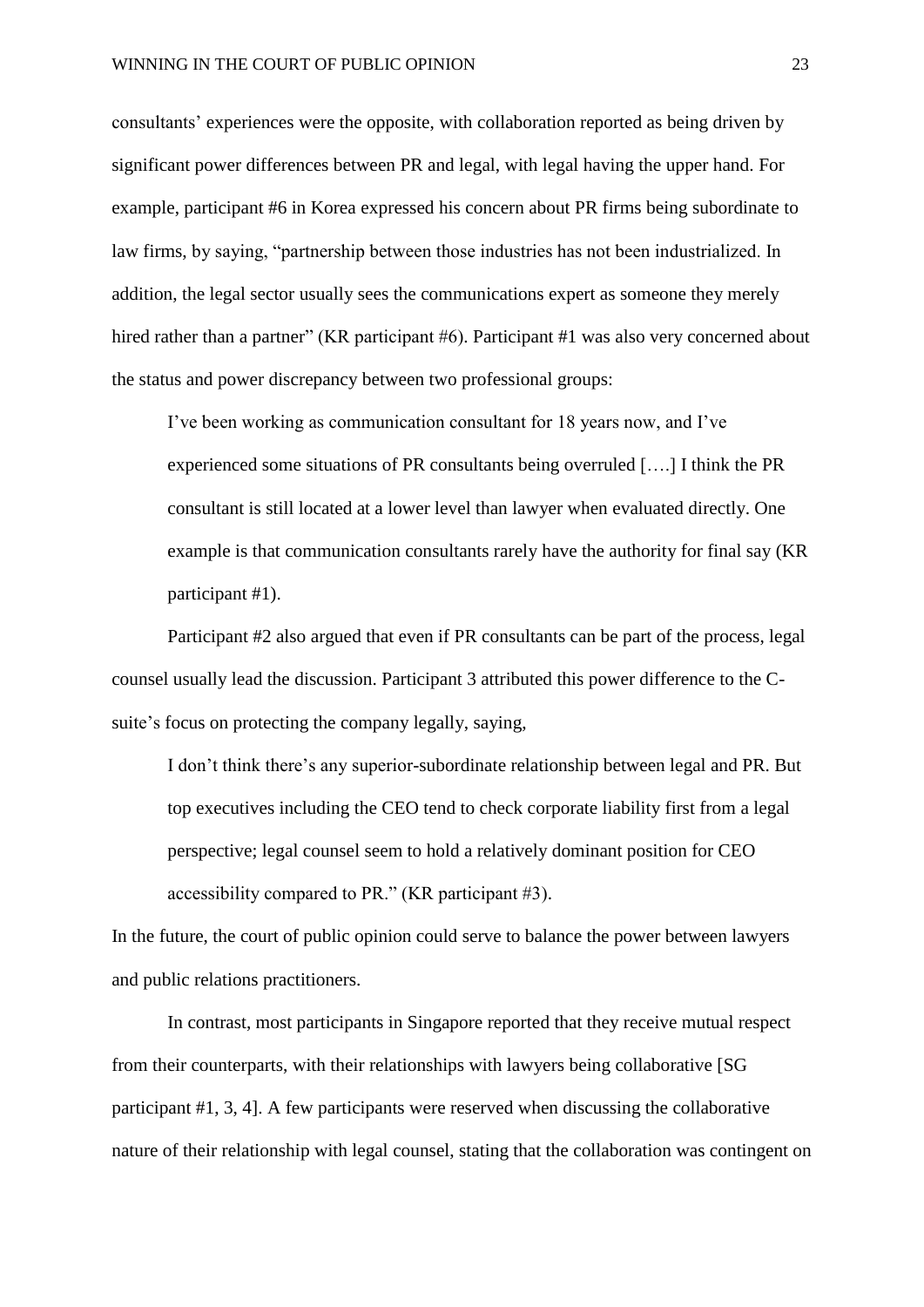consultants' experiences were the opposite, with collaboration reported as being driven by significant power differences between PR and legal, with legal having the upper hand. For example, participant #6 in Korea expressed his concern about PR firms being subordinate to law firms, by saying, "partnership between those industries has not been industrialized. In addition, the legal sector usually sees the communications expert as someone they merely hired rather than a partner" (KR participant #6). Participant #1 was also very concerned about the status and power discrepancy between two professional groups:

> I've been working as communication consultant for 18 years now, and I've experienced some situations of PR consultants being overruled [….] I think the PR consultant is still located at a lower level than lawyer when evaluated directly. One example is that communication consultants rarely have the authority for final say (KR participant #1).

Participant #2 also argued that even if PR consultants can be part of the process, legal counsel usually lead the discussion. Participant 3 attributed this power difference to the C-suite's focus on protecting the company legally, saying,

> I don't think there's any superior-subordinate relationship between legal and PR. But top executives including the CEO tend to check corporate liability first from a legal perspective; legal counsel seem to hold a relatively dominant position for CEO accessibility compared to PR." (KR participant #3).

In the future, the court of public opinion could serve to balance the power between lawyers and public relations practitioners.

In contrast, most participants in Singapore reported that they receive mutual respect from their counterparts, with their relationships with lawyers being collaborative [SG participant #1, 3, 4]. A few participants were reserved when discussing the collaborative nature of their relationship with legal counsel, stating that the collaboration was contingent on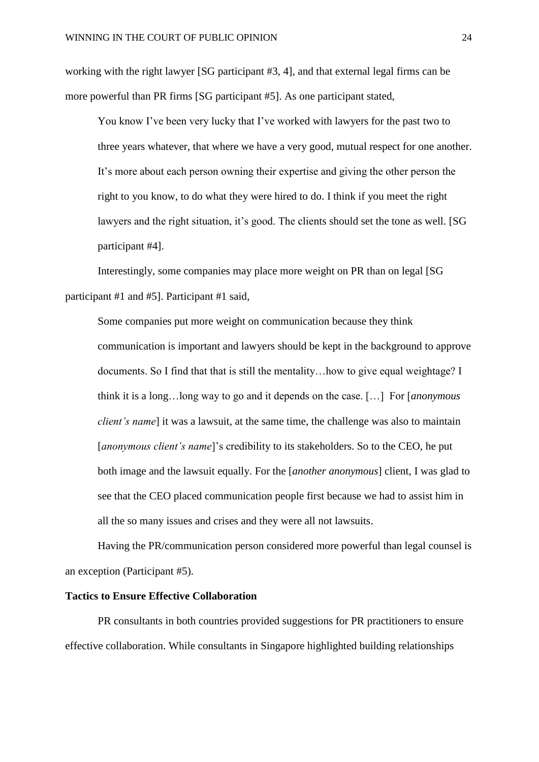working with the right lawyer [SG participant #3, 4], and that external legal firms can be more powerful than PR firms [SG participant #5]. As one participant stated,

> You know I've been very lucky that I've worked with lawyers for the past two to three years whatever, that where we have a very good, mutual respect for one another. It's more about each person owning their expertise and giving the other person the right to you know, to do what they were hired to do. I think if you meet the right lawyers and the right situation, it's good. The clients should set the tone as well. [SG participant #4].

Interestingly, some companies may place more weight on PR than on legal [SG participant #1 and #5]. Participant #1 said,

> Some companies put more weight on communication because they think communication is important and lawyers should be kept in the background to approve documents. So I find that that is still the mentality…how to give equal weightage? I think it is a long…long way to go and it depends on the case. […] For [*anonymous client's name*] it was a lawsuit, at the same time, the challenge was also to maintain [*anonymous client's name*]'s credibility to its stakeholders. So to the CEO, he put both image and the lawsuit equally. For the [*another anonymous*] client, I was glad to see that the CEO placed communication people first because we had to assist him in all the so many issues and crises and they were all not lawsuits.

Having the PR/communication person considered more powerful than legal counsel is an exception (Participant #5).

**Tactics to Ensure Effective Collaboration**

PR consultants in both countries provided suggestions for PR practitioners to ensure effective collaboration. While consultants in Singapore highlighted building relationships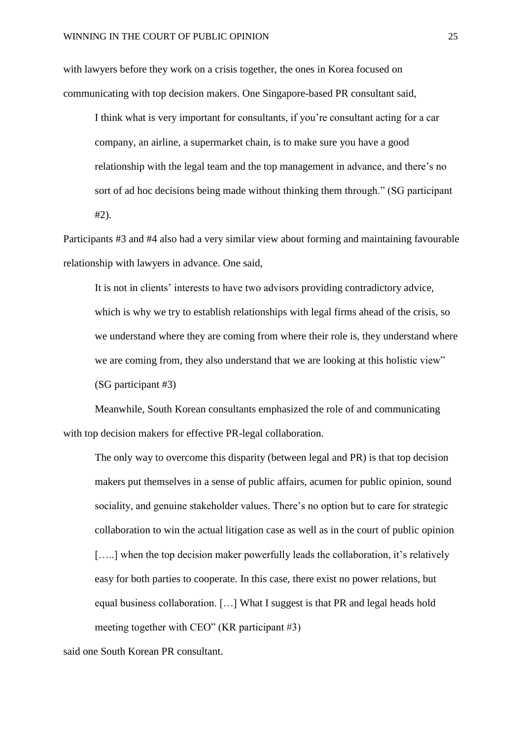with lawyers before they work on a crisis together, the ones in Korea focused on communicating with top decision makers. One Singapore-based PR consultant said,

> I think what is very important for consultants, if you're consultant acting for a car company, an airline, a supermarket chain, is to make sure you have a good relationship with the legal team and the top management in advance, and there's no sort of ad hoc decisions being made without thinking them through." (SG participant #2).

Participants #3 and #4 also had a very similar view about forming and maintaining favourable relationship with lawyers in advance. One said,

> It is not in clients' interests to have two advisors providing contradictory advice, which is why we try to establish relationships with legal firms ahead of the crisis, so we understand where they are coming from where their role is, they understand where we are coming from, they also understand that we are looking at this holistic view" (SG participant #3)

Meanwhile, South Korean consultants emphasized the role of and communicating with top decision makers for effective PR-legal collaboration.

> The only way to overcome this disparity (between legal and PR) is that top decision makers put themselves in a sense of public affairs, acumen for public opinion, sound sociality, and genuine stakeholder values. There's no option but to care for strategic collaboration to win the actual litigation case as well as in the court of public opinion […..] when the top decision maker powerfully leads the collaboration, it's relatively easy for both parties to cooperate. In this case, there exist no power relations, but equal business collaboration. […] What I suggest is that PR and legal heads hold meeting together with CEO" (KR participant #3)

said one South Korean PR consultant.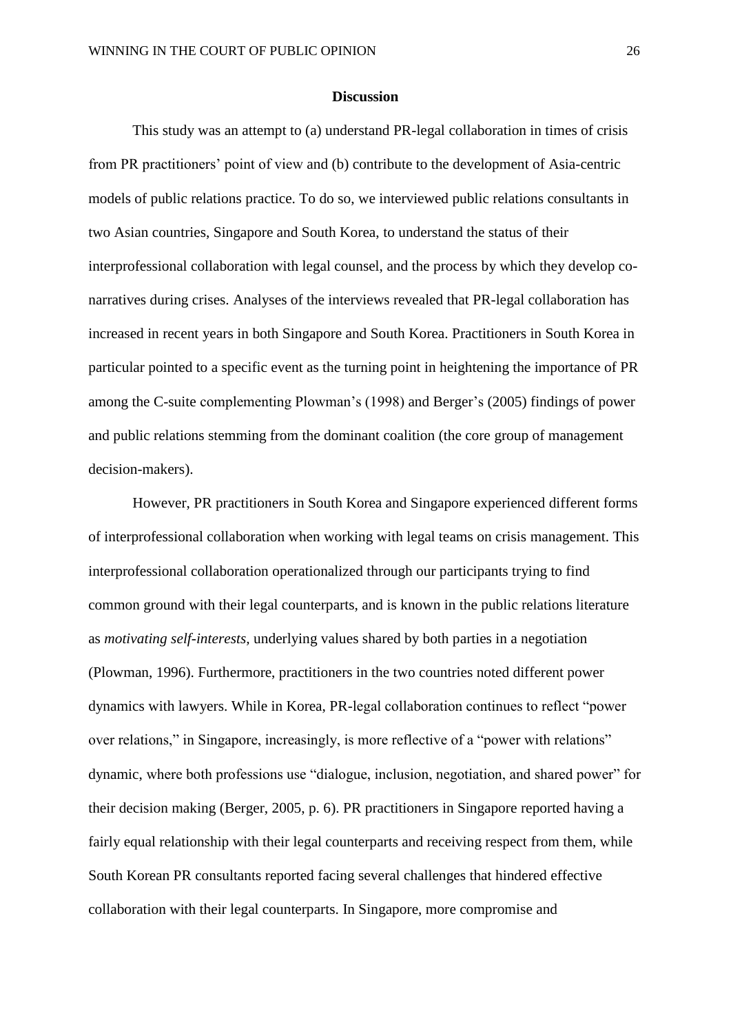## Discussion

This study was an attempt to (a) understand PR-legal collaboration in times of crisis from PR practitioners' point of view and (b) contribute to the development of Asia-centric models of public relations practice. To do so, we interviewed public relations consultants in two Asian countries, Singapore and South Korea, to understand the status of their interprofessional collaboration with legal counsel, and the process by which they develop co-narratives during crises. Analyses of the interviews revealed that PR-legal collaboration has increased in recent years in both Singapore and South Korea. Practitioners in South Korea in particular pointed to a specific event as the turning point in heightening the importance of PR among the C-suite complementing Plowman's (1998) and Berger's (2005) findings of power and public relations stemming from the dominant coalition (the core group of management decision-makers).

However, PR practitioners in South Korea and Singapore experienced different forms of interprofessional collaboration when working with legal teams on crisis management. This interprofessional collaboration operationalized through our participants trying to find common ground with their legal counterparts, and is known in the public relations literature as *motivating self-interests,* underlying values shared by both parties in a negotiation (Plowman, 1996). Furthermore, practitioners in the two countries noted different power dynamics with lawyers. While in Korea, PR-legal collaboration continues to reflect "power over relations," in Singapore, increasingly, is more reflective of a "power with relations" dynamic, where both professions use "dialogue, inclusion, negotiation, and shared power" for their decision making (Berger, 2005, p. 6). PR practitioners in Singapore reported having a fairly equal relationship with their legal counterparts and receiving respect from them, while South Korean PR consultants reported facing several challenges that hindered effective collaboration with their legal counterparts. In Singapore, more compromise and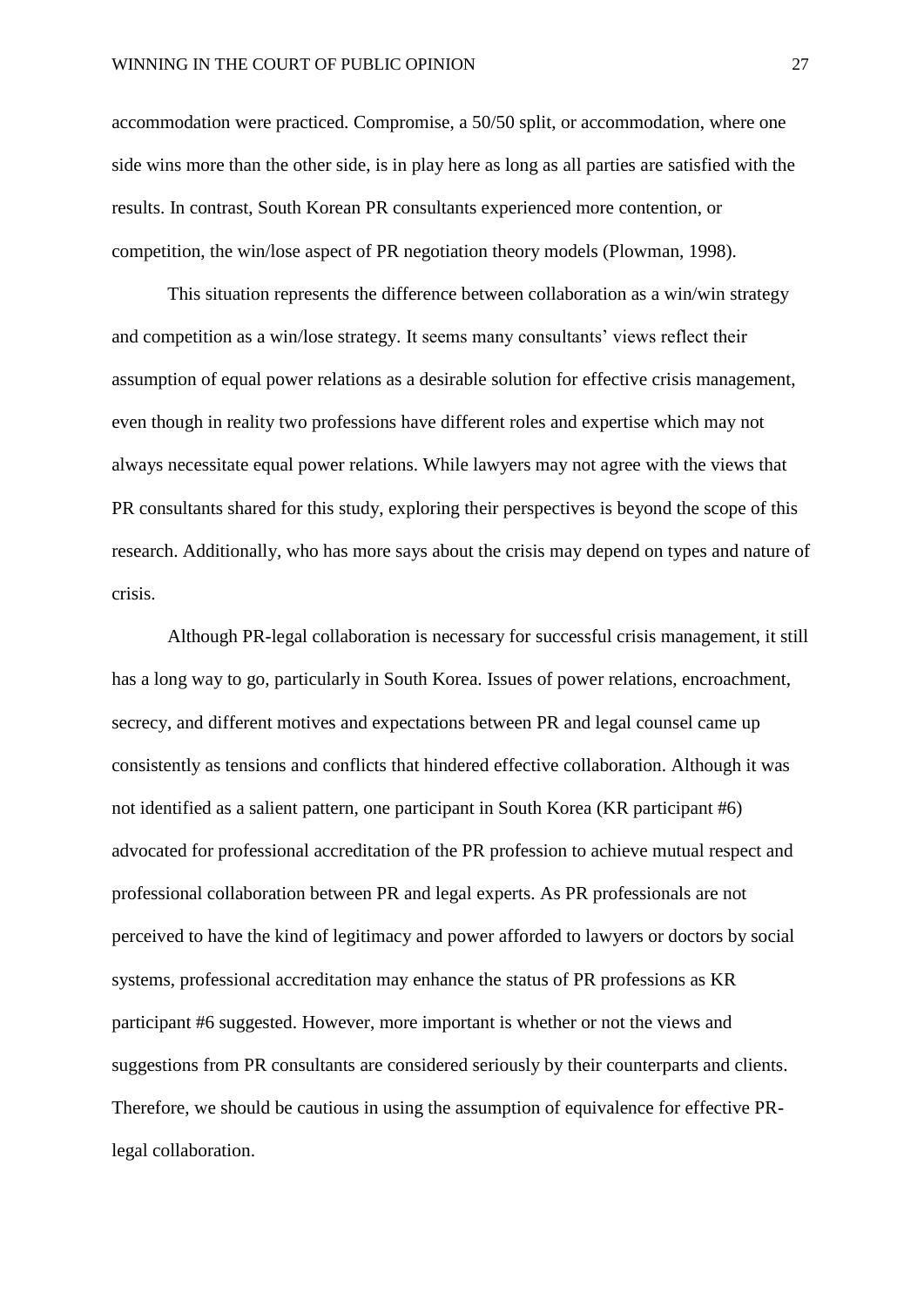accommodation were practiced. Compromise, a 50/50 split, or accommodation, where one side wins more than the other side, is in play here as long as all parties are satisfied with the results. In contrast, South Korean PR consultants experienced more contention, or competition, the win/lose aspect of PR negotiation theory models (Plowman, 1998).

This situation represents the difference between collaboration as a win/win strategy and competition as a win/lose strategy. It seems many consultants' views reflect their assumption of equal power relations as a desirable solution for effective crisis management, even though in reality two professions have different roles and expertise which may not always necessitate equal power relations. While lawyers may not agree with the views that PR consultants shared for this study, exploring their perspectives is beyond the scope of this research. Additionally, who has more says about the crisis may depend on types and nature of crisis.

Although PR-legal collaboration is necessary for successful crisis management, it still has a long way to go, particularly in South Korea. Issues of power relations, encroachment, secrecy, and different motives and expectations between PR and legal counsel came up consistently as tensions and conflicts that hindered effective collaboration. Although it was not identified as a salient pattern, one participant in South Korea (KR participant #6) advocated for professional accreditation of the PR profession to achieve mutual respect and professional collaboration between PR and legal experts. As PR professionals are not perceived to have the kind of legitimacy and power afforded to lawyers or doctors by social systems, professional accreditation may enhance the status of PR professions as KR participant #6 suggested. However, more important is whether or not the views and suggestions from PR consultants are considered seriously by their counterparts and clients. Therefore, we should be cautious in using the assumption of equivalence for effective PR-legal collaboration.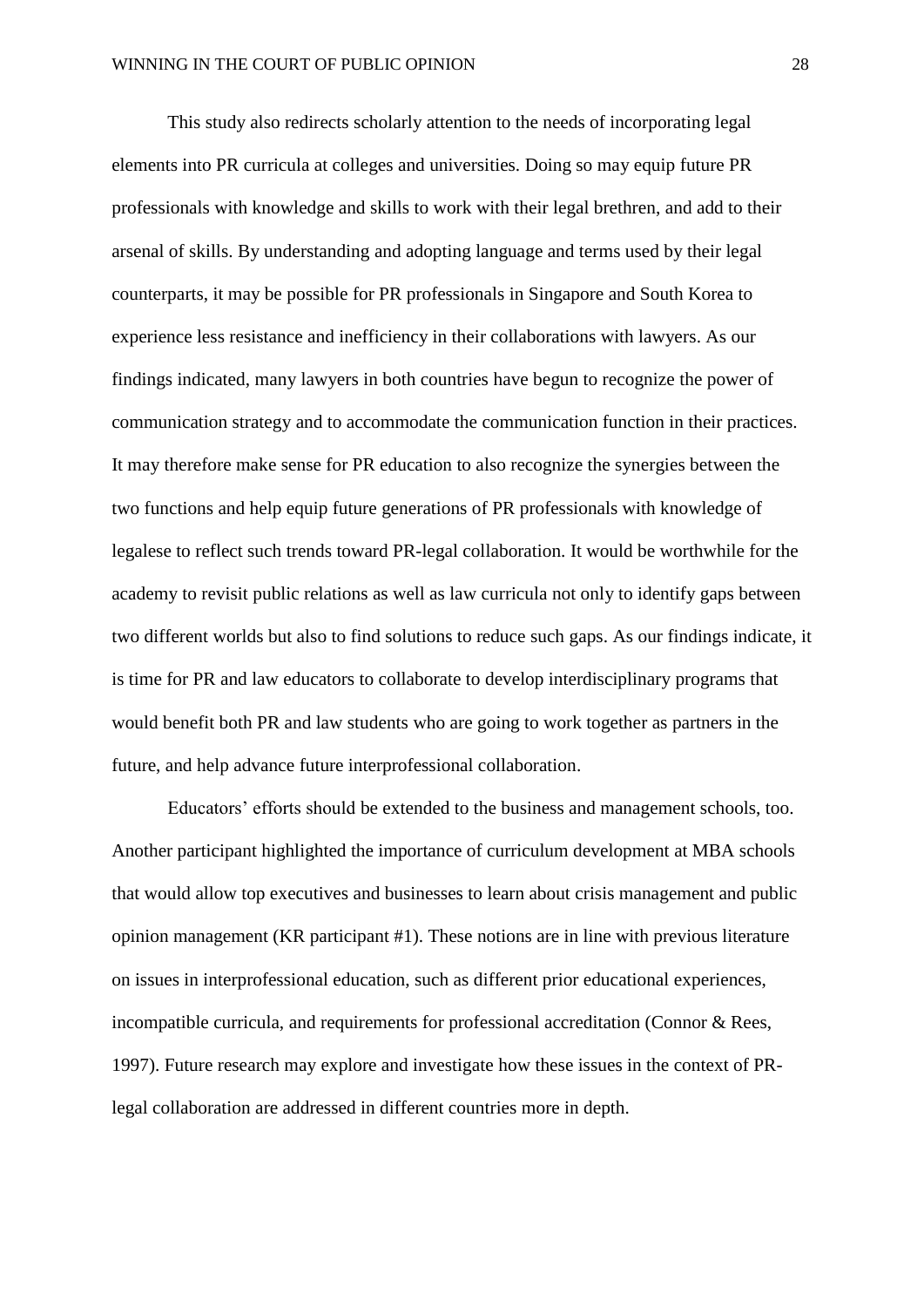This study also redirects scholarly attention to the needs of incorporating legal elements into PR curricula at colleges and universities. Doing so may equip future PR professionals with knowledge and skills to work with their legal brethren, and add to their arsenal of skills. By understanding and adopting language and terms used by their legal counterparts, it may be possible for PR professionals in Singapore and South Korea to experience less resistance and inefficiency in their collaborations with lawyers. As our findings indicated, many lawyers in both countries have begun to recognize the power of communication strategy and to accommodate the communication function in their practices. It may therefore make sense for PR education to also recognize the synergies between the two functions and help equip future generations of PR professionals with knowledge of legalese to reflect such trends toward PR-legal collaboration. It would be worthwhile for the academy to revisit public relations as well as law curricula not only to identify gaps between two different worlds but also to find solutions to reduce such gaps. As our findings indicate, it is time for PR and law educators to collaborate to develop interdisciplinary programs that would benefit both PR and law students who are going to work together as partners in the future, and help advance future interprofessional collaboration.

Educators' efforts should be extended to the business and management schools, too. Another participant highlighted the importance of curriculum development at MBA schools that would allow top executives and businesses to learn about crisis management and public opinion management (KR participant #1). These notions are in line with previous literature on issues in interprofessional education, such as different prior educational experiences, incompatible curricula, and requirements for professional accreditation (Connor & Rees, 1997). Future research may explore and investigate how these issues in the context of PR-legal collaboration are addressed in different countries more in depth.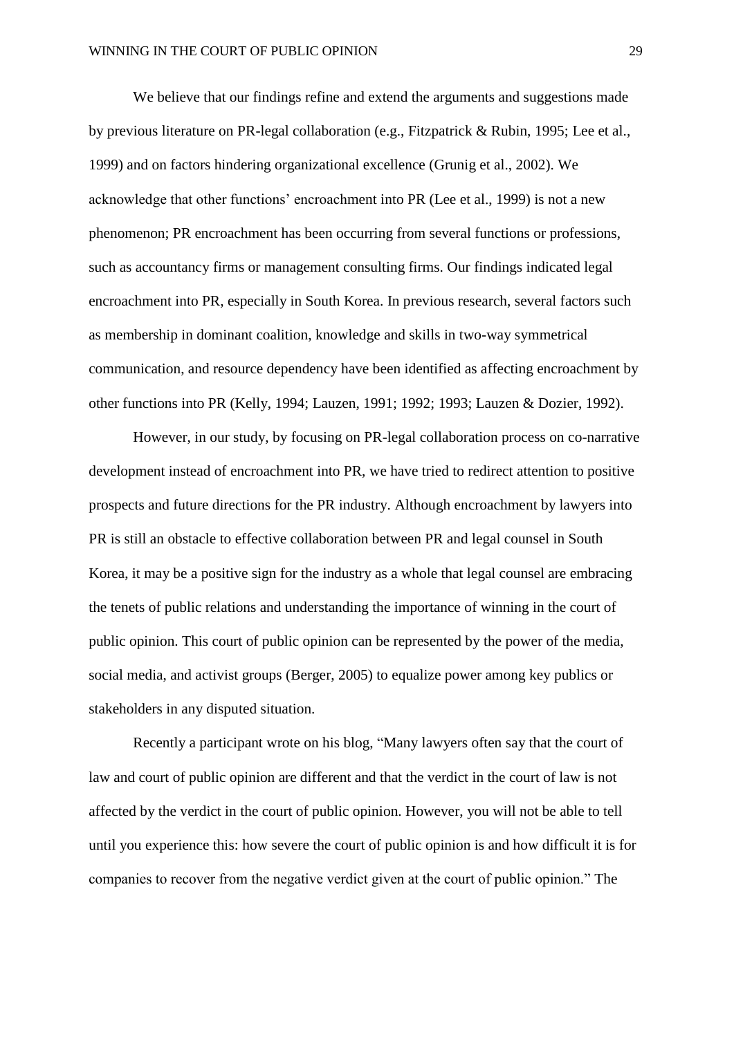We believe that our findings refine and extend the arguments and suggestions made by previous literature on PR-legal collaboration (e.g., Fitzpatrick & Rubin, 1995; Lee et al., 1999) and on factors hindering organizational excellence (Grunig et al., 2002). We acknowledge that other functions' encroachment into PR (Lee et al., 1999) is not a new phenomenon; PR encroachment has been occurring from several functions or professions, such as accountancy firms or management consulting firms. Our findings indicated legal encroachment into PR, especially in South Korea. In previous research, several factors such as membership in dominant coalition, knowledge and skills in two-way symmetrical communication, and resource dependency have been identified as affecting encroachment by other functions into PR (Kelly, 1994; Lauzen, 1991; 1992; 1993; Lauzen & Dozier, 1992).

However, in our study, by focusing on PR-legal collaboration process on co-narrative development instead of encroachment into PR, we have tried to redirect attention to positive prospects and future directions for the PR industry. Although encroachment by lawyers into PR is still an obstacle to effective collaboration between PR and legal counsel in South Korea, it may be a positive sign for the industry as a whole that legal counsel are embracing the tenets of public relations and understanding the importance of winning in the court of public opinion. This court of public opinion can be represented by the power of the media, social media, and activist groups (Berger, 2005) to equalize power among key publics or stakeholders in any disputed situation.

Recently a participant wrote on his blog, "Many lawyers often say that the court of law and court of public opinion are different and that the verdict in the court of law is not affected by the verdict in the court of public opinion. However, you will not be able to tell until you experience this: how severe the court of public opinion is and how difficult it is for companies to recover from the negative verdict given at the court of public opinion." The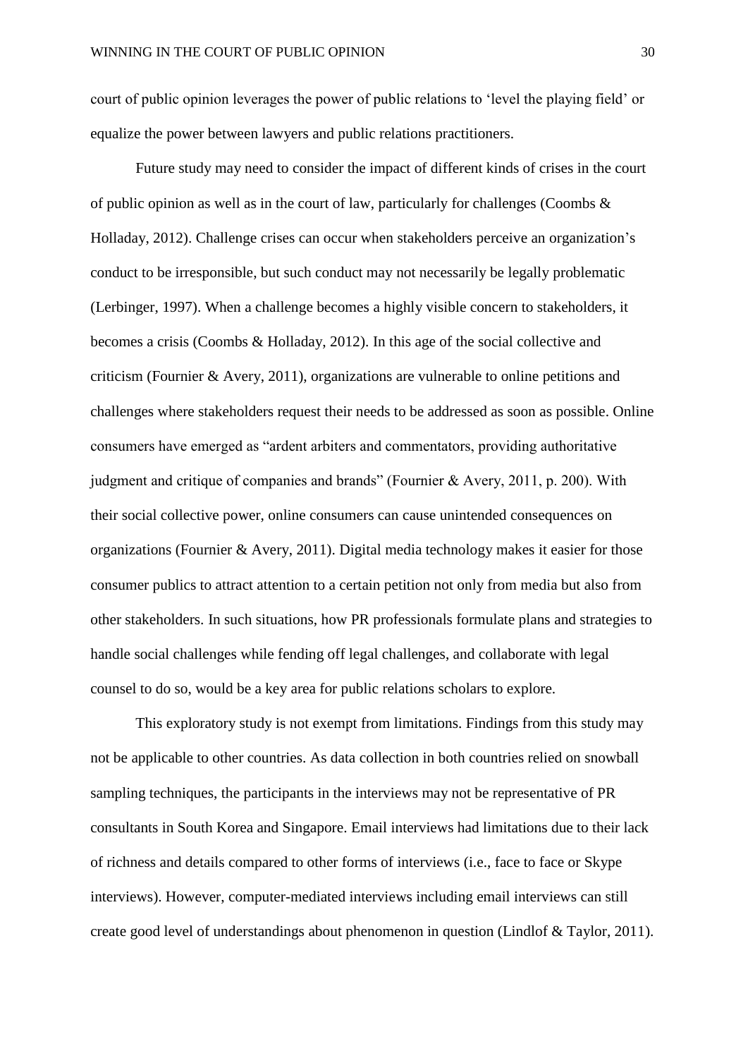court of public opinion leverages the power of public relations to 'level the playing field' or equalize the power between lawyers and public relations practitioners.

Future study may need to consider the impact of different kinds of crises in the court of public opinion as well as in the court of law, particularly for challenges (Coombs & Holladay, 2012). Challenge crises can occur when stakeholders perceive an organization's conduct to be irresponsible, but such conduct may not necessarily be legally problematic (Lerbinger, 1997). When a challenge becomes a highly visible concern to stakeholders, it becomes a crisis (Coombs & Holladay, 2012). In this age of the social collective and criticism (Fournier & Avery, 2011), organizations are vulnerable to online petitions and challenges where stakeholders request their needs to be addressed as soon as possible. Online consumers have emerged as "ardent arbiters and commentators, providing authoritative judgment and critique of companies and brands" (Fournier & Avery, 2011, p. 200). With their social collective power, online consumers can cause unintended consequences on organizations (Fournier & Avery, 2011). Digital media technology makes it easier for those consumer publics to attract attention to a certain petition not only from media but also from other stakeholders. In such situations, how PR professionals formulate plans and strategies to handle social challenges while fending off legal challenges, and collaborate with legal counsel to do so, would be a key area for public relations scholars to explore.

This exploratory study is not exempt from limitations. Findings from this study may not be applicable to other countries. As data collection in both countries relied on snowball sampling techniques, the participants in the interviews may not be representative of PR consultants in South Korea and Singapore. Email interviews had limitations due to their lack of richness and details compared to other forms of interviews (i.e., face to face or Skype interviews). However, computer-mediated interviews including email interviews can still create good level of understandings about phenomenon in question (Lindlof & Taylor, 2011).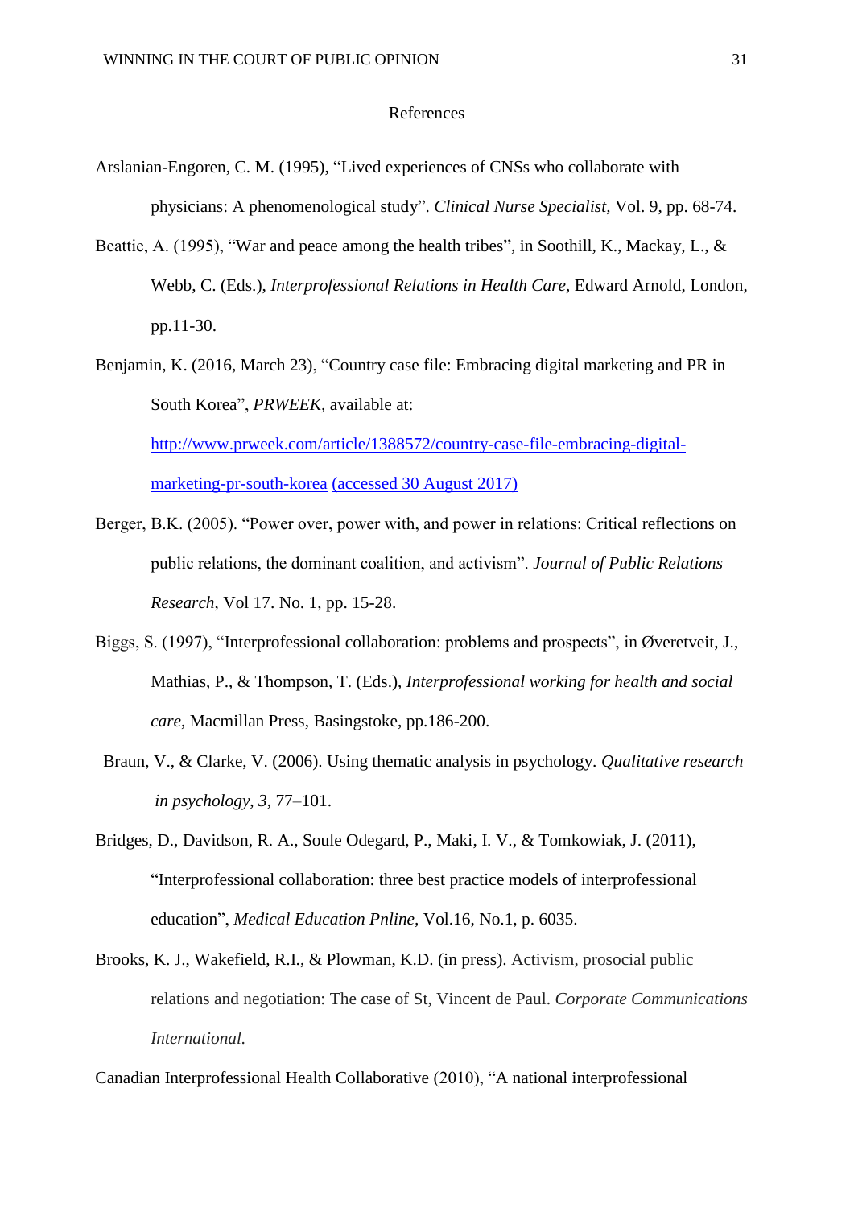## References

Arslanian-Engoren, C. M. (1995), “Lived experiences of CNSs who collaborate with physicians: A phenomenological study”. *Clinical Nurse Specialist,* Vol. 9, pp. 68-74.

Beattie, A. (1995), “War and peace among the health tribes”, in Soothill, K., Mackay, L., & Webb, C. (Eds.), *Interprofessional Relations in Health Care*, Edward Arnold, London, pp.11-30.

Benjamin, K. (2016, March 23), “Country case file: Embracing digital marketing and PR in South Korea”, *PRWEEK,* available at: [http://www.prweek.com/article/1388572/country-case-file-embracing-digital-marketing-pr-south-korea](http://www.prweek.com/article/1388572/country-case-file-embracing-digital-marketing-pr-south-korea) (accessed 30 August 2017)

Berger, B.K. (2005). “Power over, power with, and power in relations: Critical reflections on public relations, the dominant coalition, and activism”. *Journal of Public Relations Research*, Vol 17. No. 1, pp. 15-28.

Biggs, S. (1997), “Interprofessional collaboration: problems and prospects”, in Øveretveit, J., Mathias, P., & Thompson, T. (Eds.), *Interprofessional working for health and social care*, Macmillan Press, Basingstoke, pp.186-200.

Braun, V., & Clarke, V. (2006). Using thematic analysis in psychology. *Qualitative research in psychology*, *3*, 77–101.

Bridges, D., Davidson, R. A., Soule Odegard, P., Maki, I. V., & Tomkowiak, J. (2011), “Interprofessional collaboration: three best practice models of interprofessional education”, *Medical Education Pnline*, Vol.16, No.1, p. 6035.

Brooks, K. J., Wakefield, R.I., & Plowman, K.D. (in press). Activism, prosocial public relations and negotiation: The case of St, Vincent de Paul. *Corporate Communications International.*

Canadian Interprofessional Health Collaborative (2010), “A national interprofessional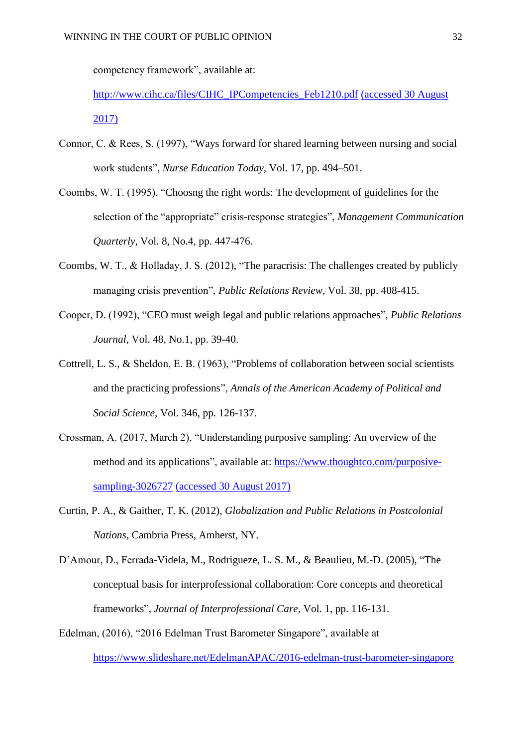competency framework", available at: http://www.cihc.ca/files/CIHC_IPCompetencies_Feb1210.pdf (accessed 30 August 2017)

Connor, C. & Rees, S. (1997), "Ways forward for shared learning between nursing and social work students", *Nurse Education Today,* Vol. 17, pp. 494–501.

Coombs, W. T. (1995), "Choosng the right words: The development of guidelines for the selection of the "appropriate" crisis-response strategies", *Management Communication Quarterly,* Vol. 8, No.4, pp. 447-476.

Coombs, W. T., & Holladay, J. S. (2012), "The paracrisis: The challenges created by publicly managing crisis prevention", *Public Relations Review,* Vol. 38, pp. 408-415.

Cooper, D. (1992), "CEO must weigh legal and public relations approaches", *Public Relations Journal,* Vol. 48, No.1, pp. 39-40.

Cottrell, L. S., & Sheldon, E. B. (1963), "Problems of collaboration between social scientists and the practicing professions", *Annals of the American Academy of Political and Social Science,* Vol. 346, pp. 126-137.

Crossman, A. (2017, March 2), "Understanding purposive sampling: An overview of the method and its applications", available at: https://www.thoughtco.com/purposive-sampling-3026727 (accessed 30 August 2017)

Curtin, P. A., & Gaither, T. K. (2012), *Globalization and Public Relations in Postcolonial Nations,* Cambria Press, Amherst, NY.

D'Amour, D., Ferrada-Videla, M., Rodrigueze, L. S. M., & Beaulieu, M.-D. (2005), "The conceptual basis for interprofessional collaboration: Core concepts and theoretical frameworks", *Journal of Interprofessional Care,* Vol. 1, pp. 116-131.

Edelman, (2016), "2016 Edelman Trust Barometer Singapore", available at https://www.slideshare.net/EdelmanAPAC/2016-edelman-trust-barometer-singapore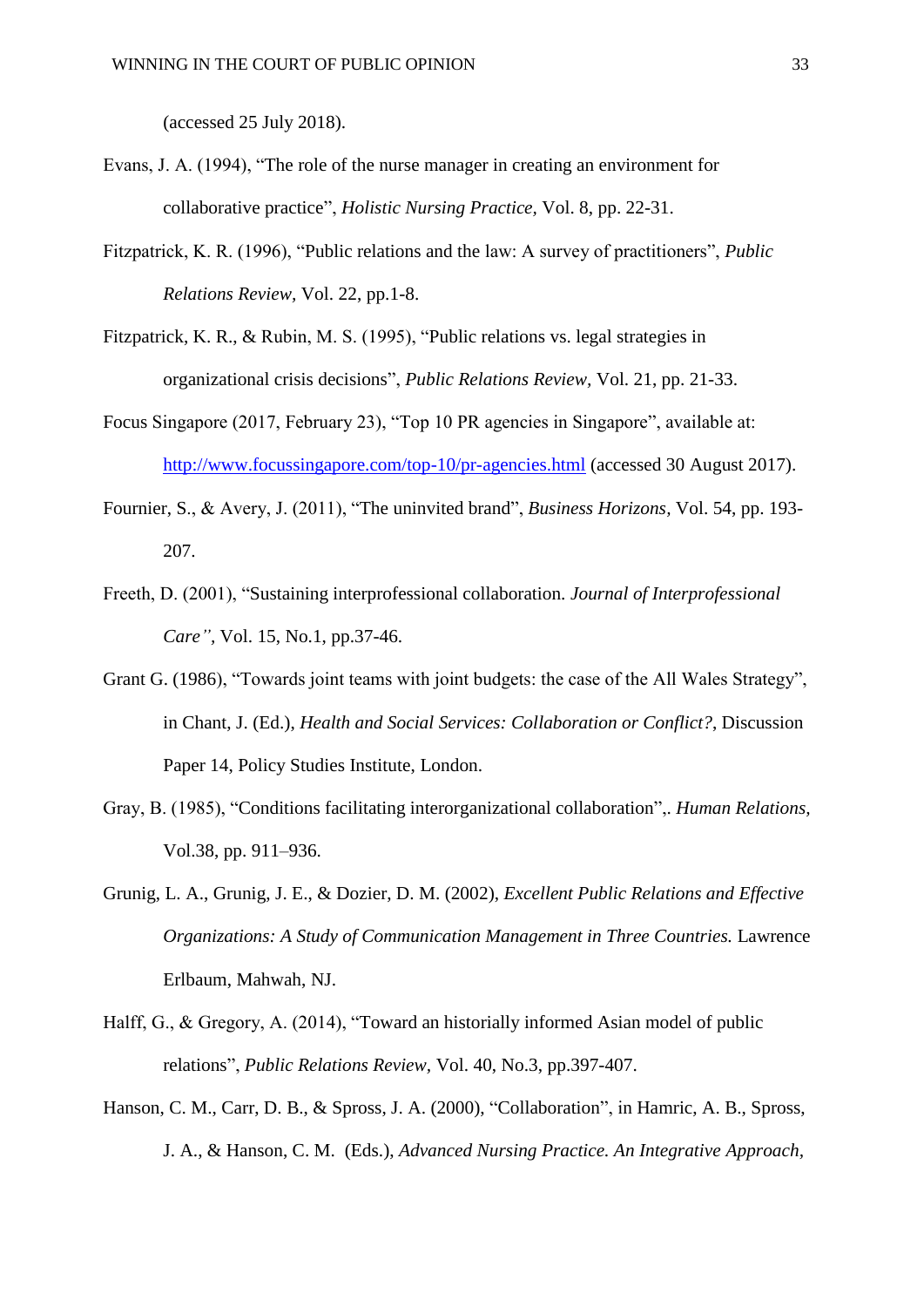(accessed 25 July 2018).

Evans, J. A. (1994), "The role of the nurse manager in creating an environment for collaborative practice", *Holistic Nursing Practice,* Vol. 8, pp. 22-31.

Fitzpatrick, K. R. (1996), "Public relations and the law: A survey of practitioners", *Public Relations Review,* Vol. 22, pp.1-8.

Fitzpatrick, K. R., & Rubin, M. S. (1995), "Public relations vs. legal strategies in organizational crisis decisions", *Public Relations Review,* Vol. 21, pp. 21-33.

Focus Singapore (2017, February 23), "Top 10 PR agencies in Singapore", available at: http://www.focussingapore.com/top-10/pr-agencies.html (accessed 30 August 2017).

Fournier, S., & Avery, J. (2011), "The uninvited brand", *Business Horizons,* Vol. 54, pp. 193-207.

Freeth, D. (2001), "Sustaining interprofessional collaboration. *Journal of Interprofessional Care",* Vol. 15, No.1, pp.37-46.

Grant G. (1986), "Towards joint teams with joint budgets: the case of the All Wales Strategy", in Chant, J. (Ed.), *Health and Social Services: Collaboration or Conflict?*, Discussion Paper 14, Policy Studies Institute, London.

Gray, B. (1985), "Conditions facilitating interorganizational collaboration",. *Human Relations,* Vol.38, pp. 911–936.

Grunig, L. A., Grunig, J. E., & Dozier, D. M. (2002), *Excellent Public Relations and Effective Organizations: A Study of Communication Management in Three Countries.* Lawrence Erlbaum, Mahwah, NJ.

Halff, G., & Gregory, A. (2014), "Toward an historially informed Asian model of public relations", *Public Relations Review*, Vol. 40, No.3, pp.397-407.

Hanson, C. M., Carr, D. B., & Spross, J. A. (2000), "Collaboration", in Hamric, A. B., Spross, J. A., & Hanson, C. M. (Eds.), *Advanced Nursing Practice. An Integrative Approach,*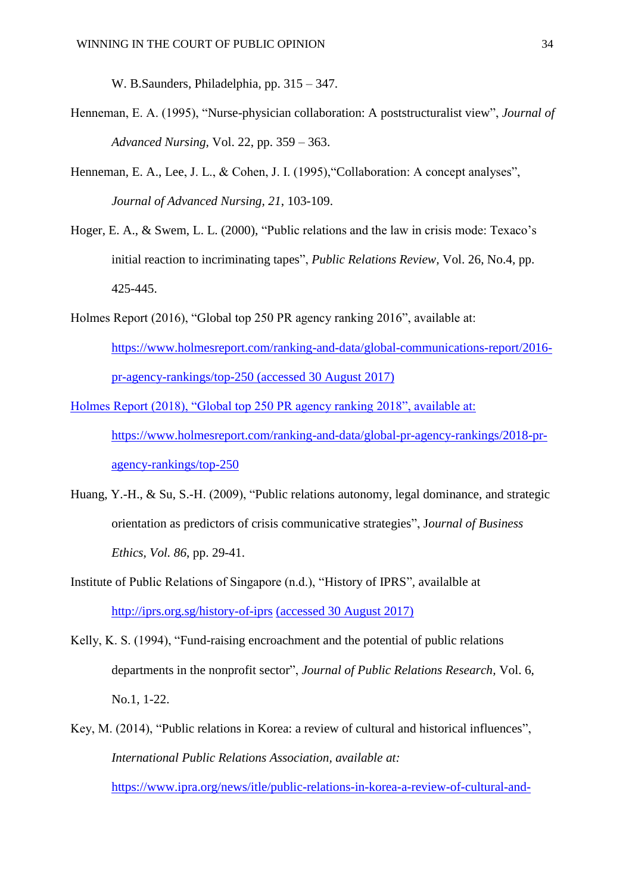W. B.Saunders, Philadelphia, pp. 315 – 347.

Henneman, E. A. (1995), "Nurse-physician collaboration: A poststructuralist view", *Journal of Advanced Nursing*, Vol. 22, pp. 359 – 363.

Henneman, E. A., Lee, J. L., & Cohen, J. I. (1995),"Collaboration: A concept analyses", *Journal of Advanced Nursing, 21*, 103-109.

Hoger, E. A., & Swem, L. L. (2000), "Public relations and the law in crisis mode: Texaco's initial reaction to incriminating tapes", *Public Relations Review,* Vol. 26, No.4, pp. 425-445.

Holmes Report (2016), "Global top 250 PR agency ranking 2016", available at: https://www.holmesreport.com/ranking-and-data/global-communications-report/2016-pr-agency-rankings/top-250 (accessed 30 August 2017)

Holmes Report (2018), "Global top 250 PR agency ranking 2018", available at: https://www.holmesreport.com/ranking-and-data/global-pr-agency-rankings/2018-pr-agency-rankings/top-250

Huang, Y.-H., & Su, S.-H. (2009), "Public relations autonomy, legal dominance, and strategic orientation as predictors of crisis communicative strategies", J*ournal of Business Ethics, Vol. 86*, pp. 29-41.

Institute of Public Relations of Singapore (n.d.), "History of IPRS", availalble at http://iprs.org.sg/history-of-iprs (accessed 30 August 2017)

Kelly, K. S. (1994), "Fund-raising encroachment and the potential of public relations departments in the nonprofit sector", *Journal of Public Relations Research,* Vol. 6, No.1, 1-22.

Key, M. (2014), "Public relations in Korea: a review of cultural and historical influences", *International Public Relations Association, available at:* https://www.ipra.org/news/itle/public-relations-in-korea-a-review-of-cultural-and-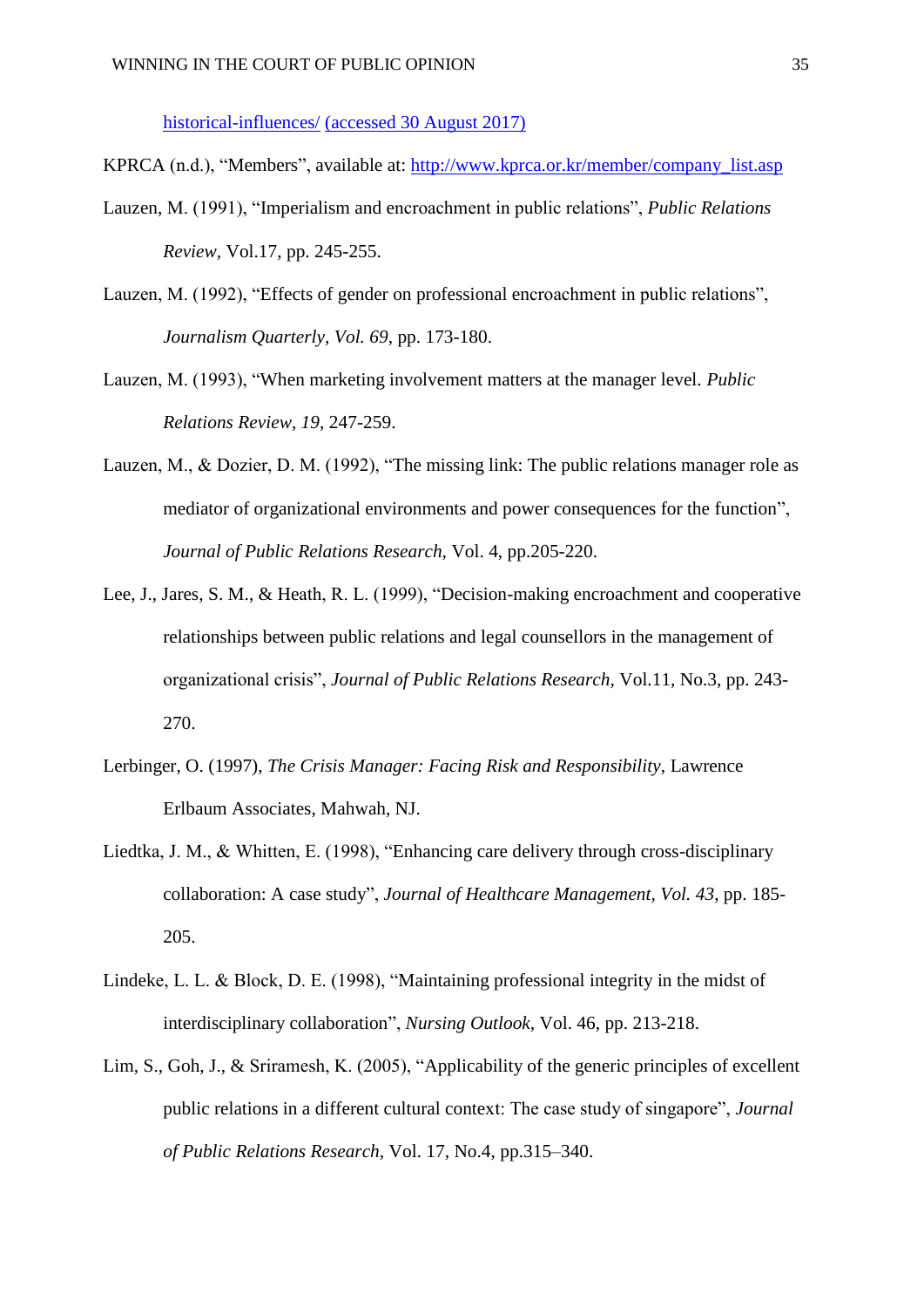historical-influences/ (accessed 30 August 2017)

KPRCA (n.d.), “Members”, available at: http://www.kprca.or.kr/member/company_list.asp

Lauzen, M. (1991), “Imperialism and encroachment in public relations”, *Public Relations Review*, Vol.17, pp. 245-255.

Lauzen, M. (1992), “Effects of gender on professional encroachment in public relations”, *Journalism Quarterly, Vol. 69*, pp. 173-180.

Lauzen, M. (1993), “When marketing involvement matters at the manager level. *Public Relations Review, 19,* 247-259.

Lauzen, M., & Dozier, D. M. (1992), “The missing link: The public relations manager role as mediator of organizational environments and power consequences for the function”, *Journal of Public Relations Research,* Vol. 4, pp.205-220.

Lee, J., Jares, S. M., & Heath, R. L. (1999), “Decision-making encroachment and cooperative relationships between public relations and legal counsellors in the management of organizational crisis”, *Journal of Public Relations Research,* Vol.11, No.3, pp. 243-270.

Lerbinger, O. (1997), *The Crisis Manager: Facing Risk and Responsibility*, Lawrence Erlbaum Associates, Mahwah, NJ.

Liedtka, J. M., & Whitten, E. (1998), “Enhancing care delivery through cross-disciplinary collaboration: A case study”, *Journal of Healthcare Management, Vol. 43*, pp. 185-205.

Lindeke, L. L. & Block, D. E. (1998), “Maintaining professional integrity in the midst of interdisciplinary collaboration”, *Nursing Outlook,* Vol. 46, pp. 213-218.

Lim, S., Goh, J., & Sriramesh, K. (2005), “Applicability of the generic principles of excellent public relations in a different cultural context: The case study of singapore”, *Journal of Public Relations Research*, Vol. 17, No.4, pp.315–340.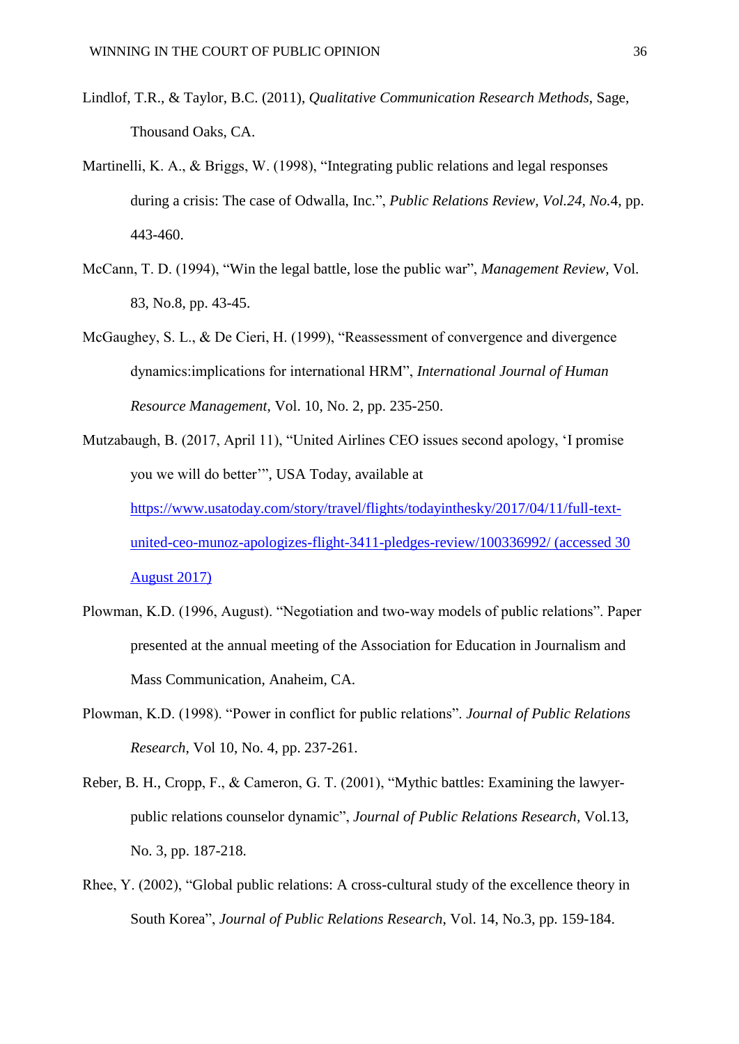Lindlof, T.R., & Taylor, B.C. (2011), *Qualitative Communication Research Methods*, Sage, Thousand Oaks, CA.

Martinelli, K. A., & Briggs, W. (1998), "Integrating public relations and legal responses during a crisis: The case of Odwalla, Inc.", *Public Relations Review, Vol.24, No.*4, pp. 443-460.

McCann, T. D. (1994), "Win the legal battle, lose the public war", *Management Review,* Vol. 83, No.8, pp. 43-45.

McGaughey, S. L., & De Cieri, H. (1999), "Reassessment of convergence and divergence dynamics:implications for international HRM", *International Journal of Human Resource Management*, Vol. 10, No. 2, pp. 235-250.

Mutzabaugh, B. (2017, April 11), "United Airlines CEO issues second apology, 'I promise you we will do better'", USA Today, available at https://www.usatoday.com/story/travel/flights/todayinthesky/2017/04/11/full-text-united-ceo-munoz-apologizes-flight-3411-pledges-review/100336992/ (accessed 30 August 2017)

Plowman, K.D. (1996, August). "Negotiation and two-way models of public relations". Paper presented at the annual meeting of the Association for Education in Journalism and Mass Communication, Anaheim, CA.

Plowman, K.D. (1998). "Power in conflict for public relations". *Journal of Public Relations Research*, Vol 10, No. 4, pp. 237-261.

Reber, B. H., Cropp, F., & Cameron, G. T. (2001), "Mythic battles: Examining the lawyer-public relations counselor dynamic", *Journal of Public Relations Research,* Vol.13, No. 3, pp. 187-218.

Rhee, Y. (2002), "Global public relations: A cross-cultural study of the excellence theory in South Korea", *Journal of Public Relations Research,* Vol. 14, No.3, pp. 159-184.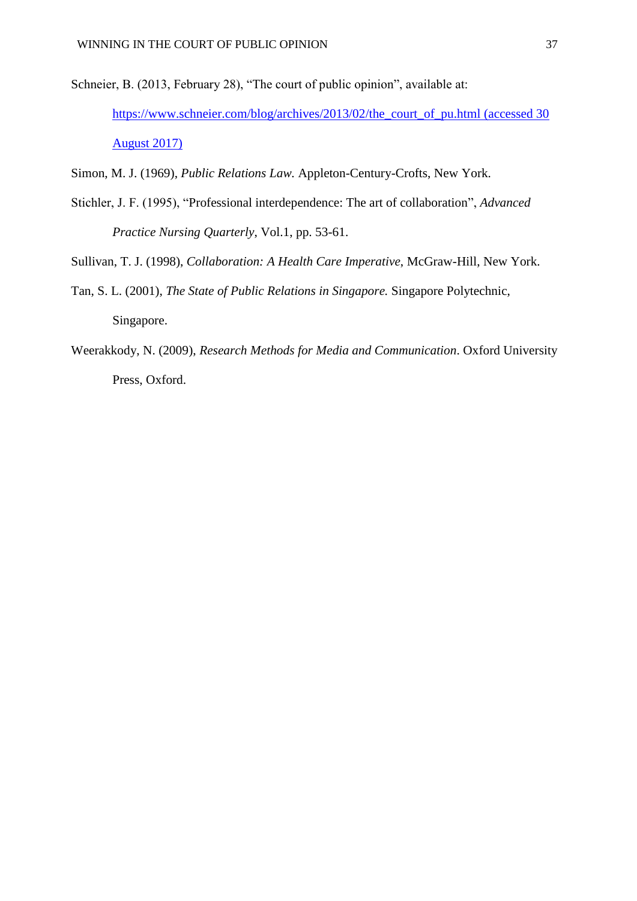Schneier, B. (2013, February 28), "The court of public opinion", available at: https://www.schneier.com/blog/archives/2013/02/the_court_of_pu.html (accessed 30 August 2017)

Simon, M. J. (1969), *Public Relations Law.* Appleton-Century-Crofts, New York.

Stichler, J. F. (1995), "Professional interdependence: The art of collaboration", *Advanced Practice Nursing Quarterly*, Vol.1, pp. 53-61.

Sullivan, T. J. (1998), *Collaboration: A Health Care Imperative*, McGraw-Hill, New York.

Tan, S. L. (2001), *The State of Public Relations in Singapore.* Singapore Polytechnic, Singapore.

Weerakkody, N. (2009), *Research Methods for Media and Communication*. Oxford University Press, Oxford.